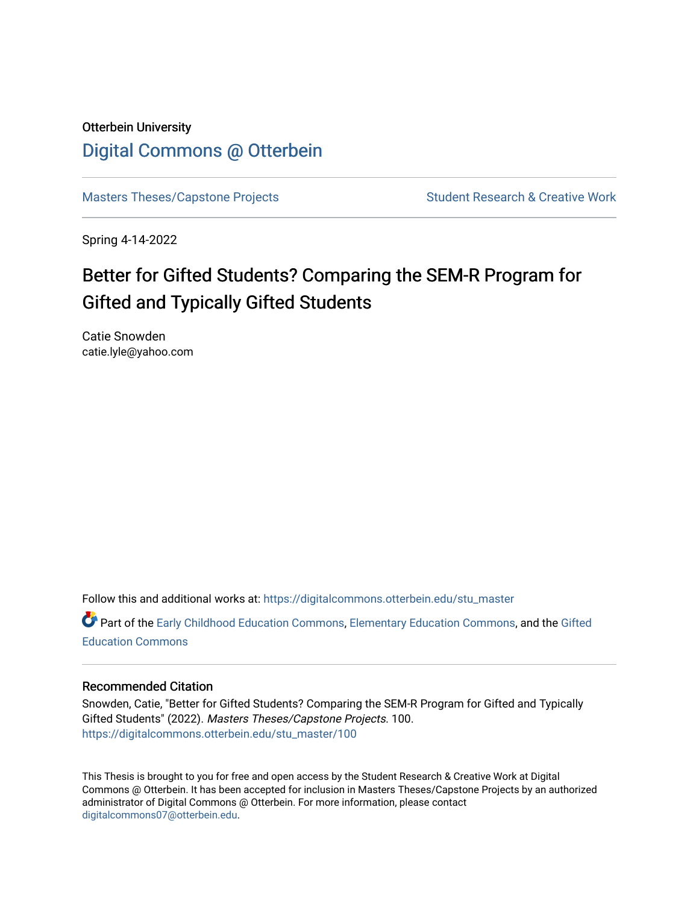Otterbein University

# Digital Commons @ Otterbein

Masters Theses/Capstone Projects | Student Research & Creative Work

Spring 4-14-2022

## Better for Gifted Students? Comparing the SEM-R Program for Gifted and Typically Gifted Students

Catie Snowden
catie.lyle@yahoo.com

Follow this and additional works at: https://digitalcommons.otterbein.edu/stu_master

Part of the Early Childhood Education Commons, Elementary Education Commons, and the Gifted Education Commons

### Recommended Citation

Snowden, Catie, "Better for Gifted Students? Comparing the SEM-R Program for Gifted and Typically Gifted Students" (2022). *Masters Theses/Capstone Projects*. 100.
https://digitalcommons.otterbein.edu/stu_master/100

This Thesis is brought to you for free and open access by the Student Research & Creative Work at Digital Commons @ Otterbein. It has been accepted for inclusion in Masters Theses/Capstone Projects by an authorized administrator of Digital Commons @ Otterbein. For more information, please contact digitalcommons07@otterbein.edu.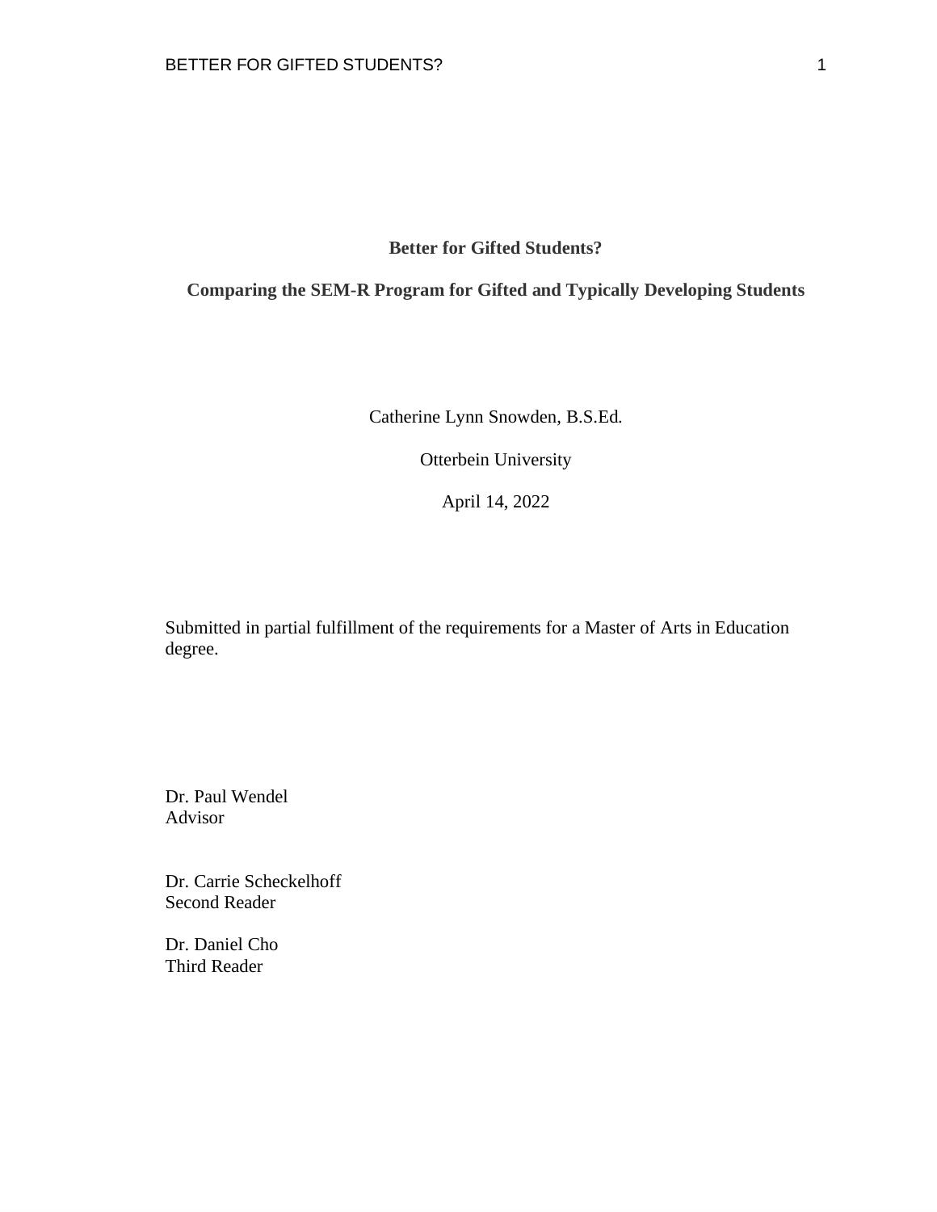**Better for Gifted Students?**

**Comparing the SEM-R Program for Gifted and Typically Developing Students**

Catherine Lynn Snowden, B.S.Ed.

Otterbein University

April 14, 2022

Submitted in partial fulfillment of the requirements for a Master of Arts in Education degree.

Dr. Paul Wendel
Advisor

Dr. Carrie Scheckelhoff
Second Reader

Dr. Daniel Cho
Third Reader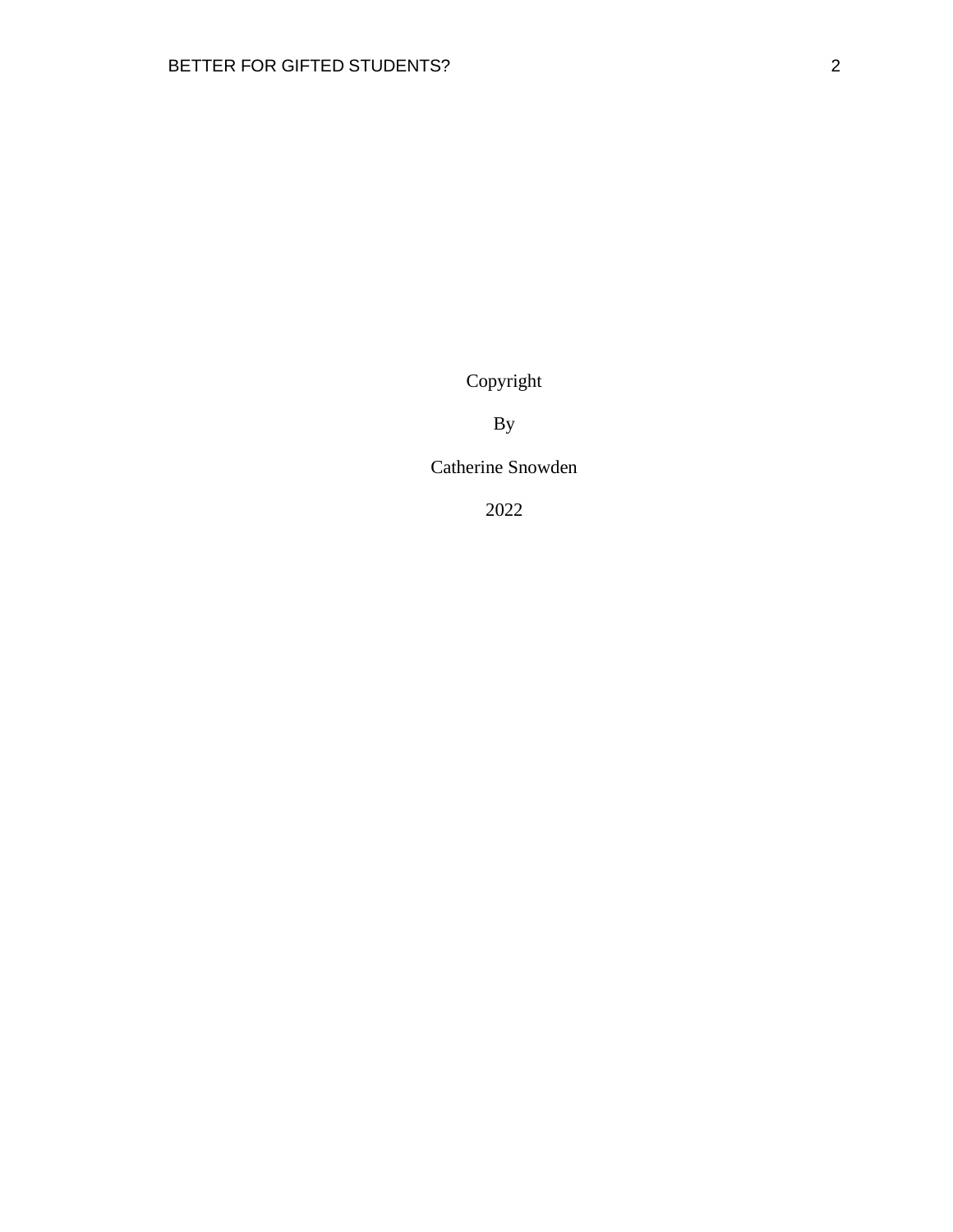Copyright

By

Catherine Snowden

2022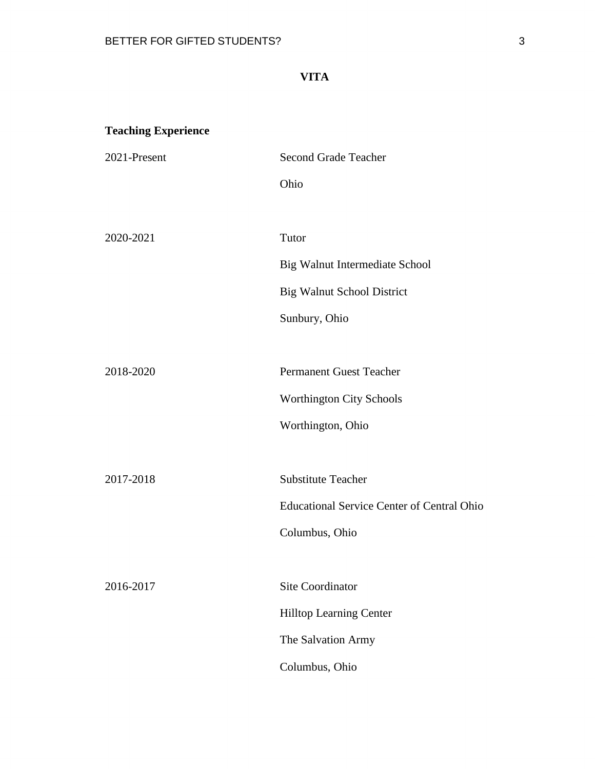# VITA

**Teaching Experience**

| | |
|---|---|
| 2021-Present | Second Grade Teacher<br>Ohio |
| 2020-2021 | Tutor<br>Big Walnut Intermediate School<br>Big Walnut School District<br>Sunbury, Ohio |
| 2018-2020 | Permanent Guest Teacher<br>Worthington City Schools<br>Worthington, Ohio |
| 2017-2018 | Substitute Teacher<br>Educational Service Center of Central Ohio<br>Columbus, Ohio |
| 2016-2017 | Site Coordinator<br>Hilltop Learning Center<br>The Salvation Army<br>Columbus, Ohio |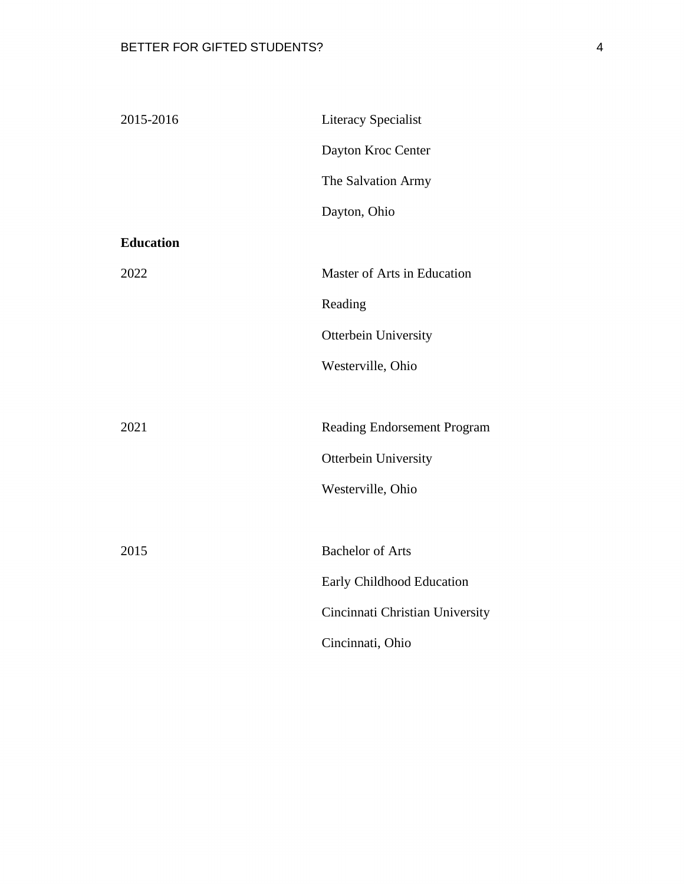| | |
|---|---|
| 2015-2016 | Literacy Specialist<br>Dayton Kroc Center<br>The Salvation Army<br>Dayton, Ohio |

**Education**

| | |
|---|---|
| 2022 | Master of Arts in Education<br>Reading<br>Otterbein University<br>Westerville, Ohio |
| 2021 | Reading Endorsement Program<br>Otterbein University<br>Westerville, Ohio |
| 2015 | Bachelor of Arts<br>Early Childhood Education<br>Cincinnati Christian University<br>Cincinnati, Ohio |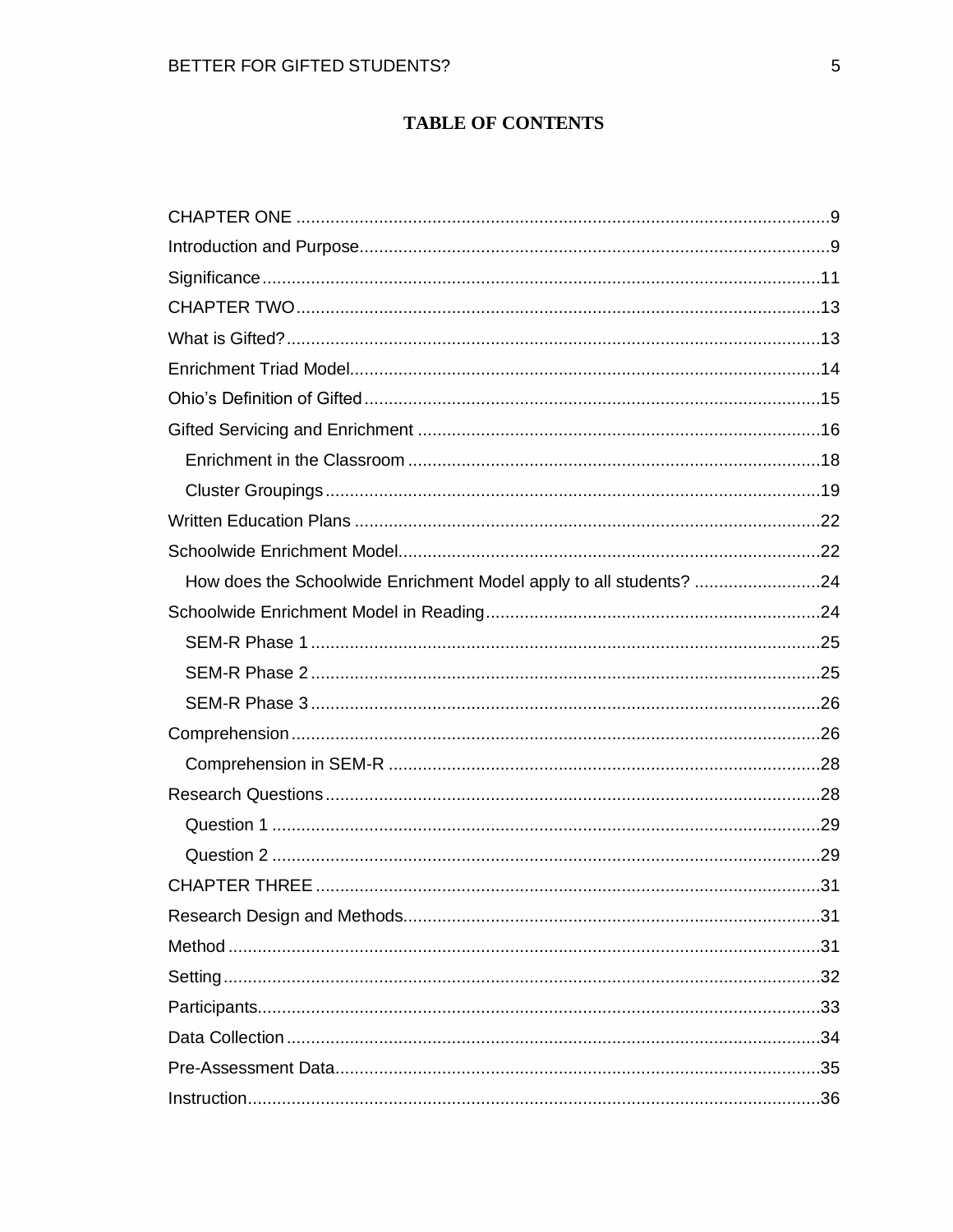# TABLE OF CONTENTS

CHAPTER ONE .......... 9
Introduction and Purpose .......... 9
Significance .......... 11
CHAPTER TWO .......... 13
What is Gifted? .......... 13
Enrichment Triad Model .......... 14
Ohio's Definition of Gifted .......... 15
Gifted Servicing and Enrichment .......... 16
  Enrichment in the Classroom .......... 18
  Cluster Groupings .......... 19
Written Education Plans .......... 22
Schoolwide Enrichment Model .......... 22
  How does the Schoolwide Enrichment Model apply to all students? .......... 24
Schoolwide Enrichment Model in Reading .......... 24
  SEM-R Phase 1 .......... 25
  SEM-R Phase 2 .......... 25
  SEM-R Phase 3 .......... 26
Comprehension .......... 26
  Comprehension in SEM-R .......... 28
Research Questions .......... 28
  Question 1 .......... 29
  Question 2 .......... 29
CHAPTER THREE .......... 31
Research Design and Methods .......... 31
Method .......... 31
Setting .......... 32
Participants .......... 33
Data Collection .......... 34
Pre-Assessment Data .......... 35
Instruction .......... 36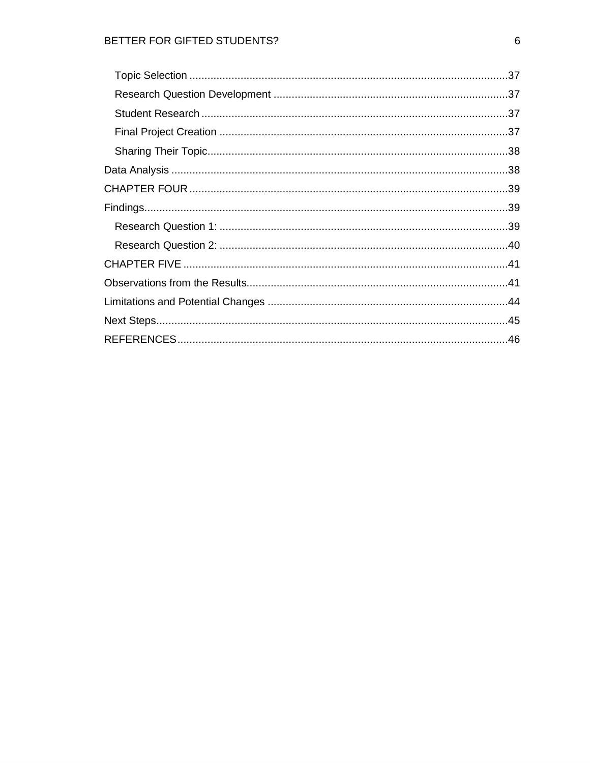- Topic Selection ..........37
- Research Question Development ..........37
- Student Research ..........37
- Final Project Creation ..........37
- Sharing Their Topic..........38

Data Analysis ..........38

CHAPTER FOUR ..........39

Findings..........39

- Research Question 1: ..........39
- Research Question 2: ..........40

CHAPTER FIVE ..........41

Observations from the Results..........41

Limitations and Potential Changes ..........44

Next Steps..........45

REFERENCES..........46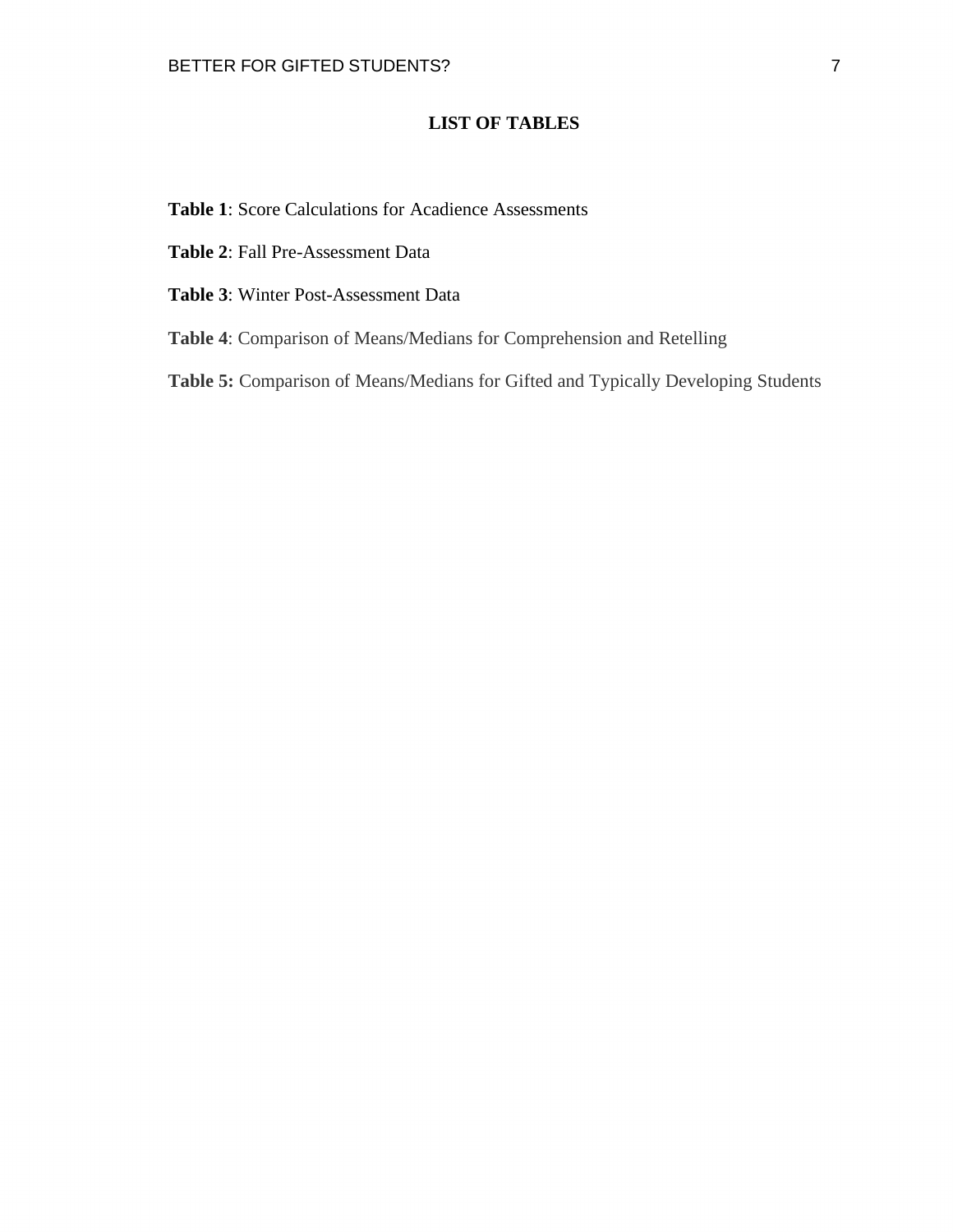# LIST OF TABLES

**Table 1**: Score Calculations for Acadience Assessments

**Table 2**: Fall Pre-Assessment Data

**Table 3**: Winter Post-Assessment Data

**Table 4**: Comparison of Means/Medians for Comprehension and Retelling

**Table 5:** Comparison of Means/Medians for Gifted and Typically Developing Students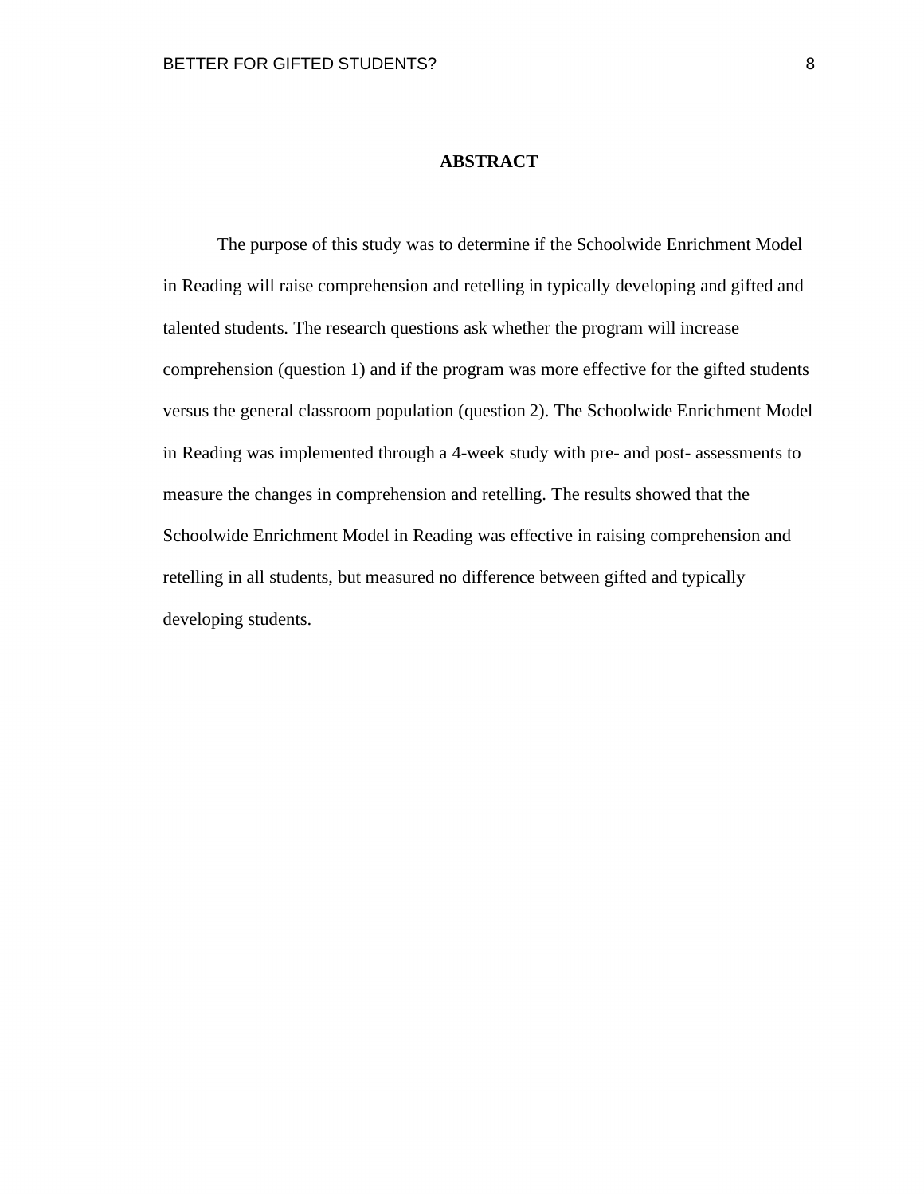# ABSTRACT

The purpose of this study was to determine if the Schoolwide Enrichment Model in Reading will raise comprehension and retelling in typically developing and gifted and talented students. The research questions ask whether the program will increase comprehension (question 1) and if the program was more effective for the gifted students versus the general classroom population (question 2). The Schoolwide Enrichment Model in Reading was implemented through a 4-week study with pre- and post- assessments to measure the changes in comprehension and retelling. The results showed that the Schoolwide Enrichment Model in Reading was effective in raising comprehension and retelling in all students, but measured no difference between gifted and typically developing students.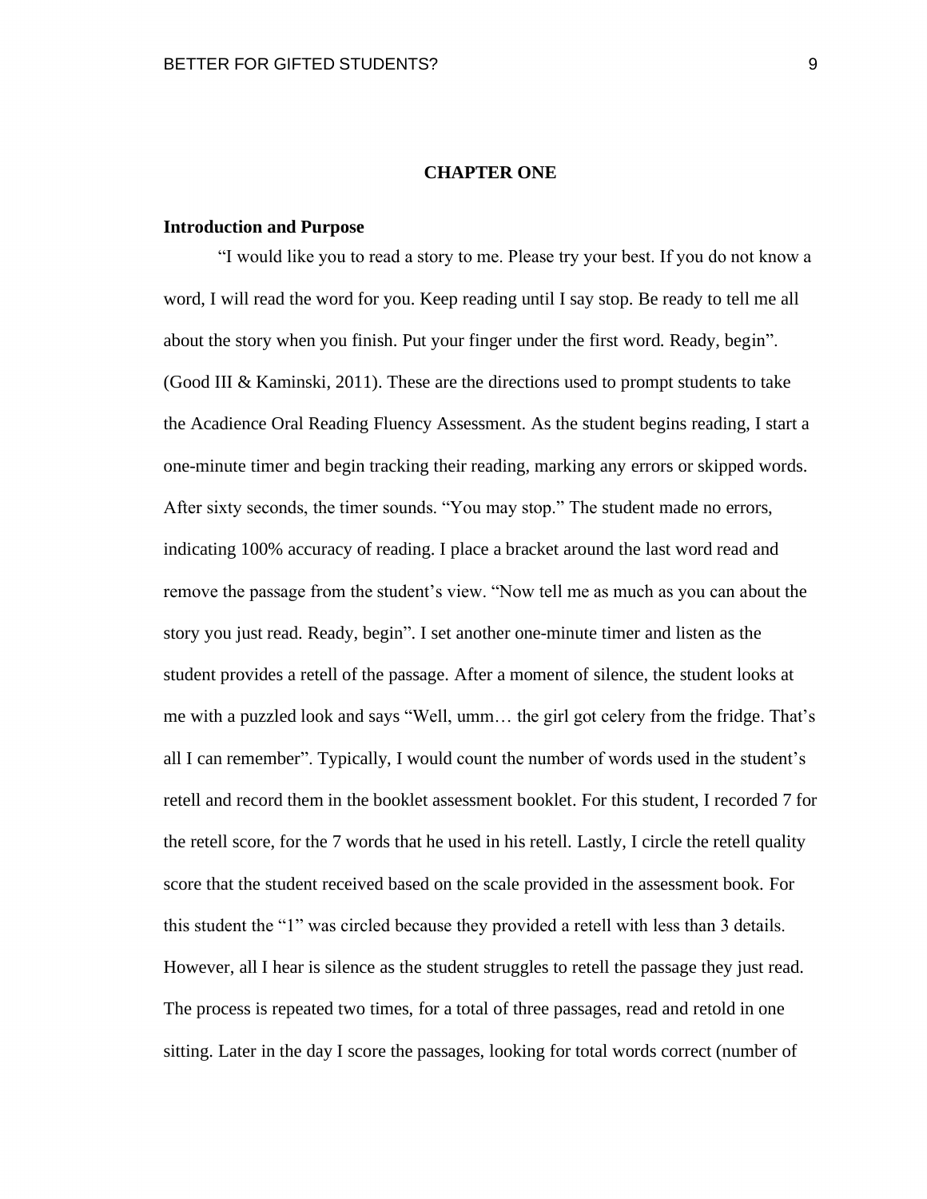## CHAPTER ONE

### Introduction and Purpose

"I would like you to read a story to me. Please try your best. If you do not know a word, I will read the word for you. Keep reading until I say stop. Be ready to tell me all about the story when you finish. Put your finger under the first word. Ready, begin". (Good III & Kaminski, 2011). These are the directions used to prompt students to take the Acadience Oral Reading Fluency Assessment. As the student begins reading, I start a one-minute timer and begin tracking their reading, marking any errors or skipped words. After sixty seconds, the timer sounds. "You may stop." The student made no errors, indicating 100% accuracy of reading. I place a bracket around the last word read and remove the passage from the student's view. "Now tell me as much as you can about the story you just read. Ready, begin". I set another one-minute timer and listen as the student provides a retell of the passage. After a moment of silence, the student looks at me with a puzzled look and says "Well, umm… the girl got celery from the fridge. That's all I can remember". Typically, I would count the number of words used in the student's retell and record them in the booklet assessment booklet. For this student, I recorded 7 for the retell score, for the 7 words that he used in his retell. Lastly, I circle the retell quality score that the student received based on the scale provided in the assessment book. For this student the "1" was circled because they provided a retell with less than 3 details. However, all I hear is silence as the student struggles to retell the passage they just read. The process is repeated two times, for a total of three passages, read and retold in one sitting. Later in the day I score the passages, looking for total words correct (number of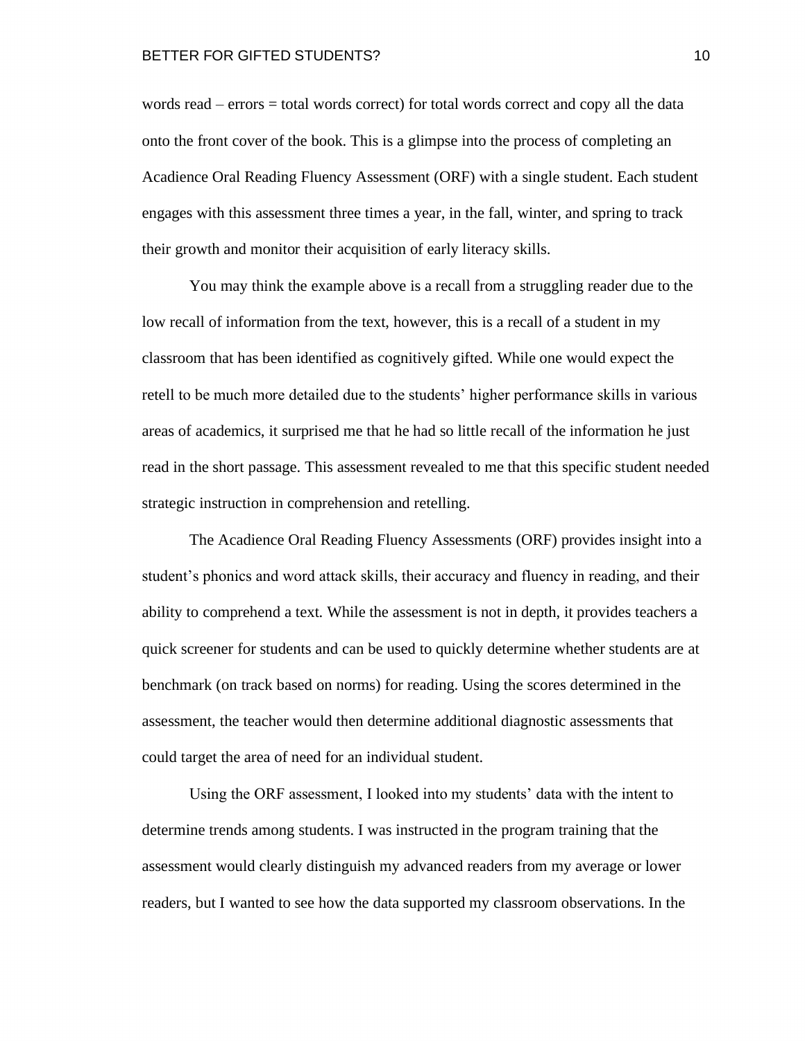words read – errors = total words correct) for total words correct and copy all the data onto the front cover of the book. This is a glimpse into the process of completing an Acadience Oral Reading Fluency Assessment (ORF) with a single student. Each student engages with this assessment three times a year, in the fall, winter, and spring to track their growth and monitor their acquisition of early literacy skills.

You may think the example above is a recall from a struggling reader due to the low recall of information from the text, however, this is a recall of a student in my classroom that has been identified as cognitively gifted. While one would expect the retell to be much more detailed due to the students' higher performance skills in various areas of academics, it surprised me that he had so little recall of the information he just read in the short passage. This assessment revealed to me that this specific student needed strategic instruction in comprehension and retelling.

The Acadience Oral Reading Fluency Assessments (ORF) provides insight into a student's phonics and word attack skills, their accuracy and fluency in reading, and their ability to comprehend a text. While the assessment is not in depth, it provides teachers a quick screener for students and can be used to quickly determine whether students are at benchmark (on track based on norms) for reading. Using the scores determined in the assessment, the teacher would then determine additional diagnostic assessments that could target the area of need for an individual student.

Using the ORF assessment, I looked into my students' data with the intent to determine trends among students. I was instructed in the program training that the assessment would clearly distinguish my advanced readers from my average or lower readers, but I wanted to see how the data supported my classroom observations. In the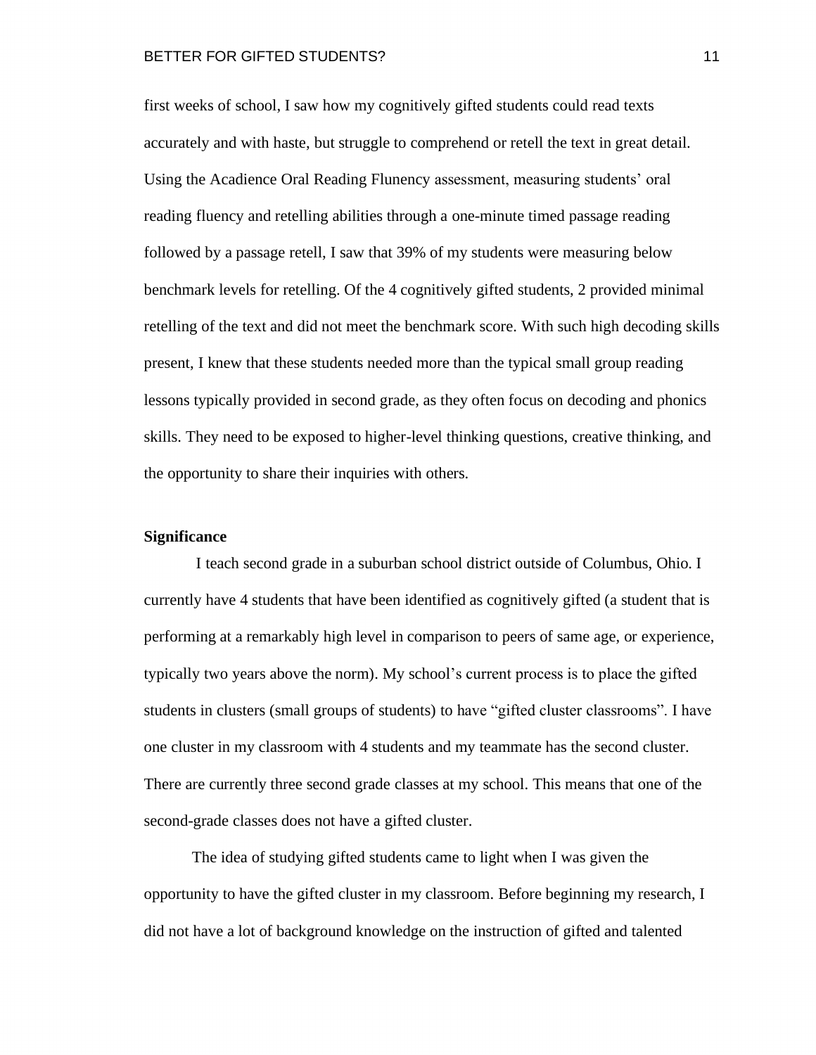first weeks of school, I saw how my cognitively gifted students could read texts accurately and with haste, but struggle to comprehend or retell the text in great detail. Using the Acadience Oral Reading Flunency assessment, measuring students' oral reading fluency and retelling abilities through a one-minute timed passage reading followed by a passage retell, I saw that 39% of my students were measuring below benchmark levels for retelling. Of the 4 cognitively gifted students, 2 provided minimal retelling of the text and did not meet the benchmark score. With such high decoding skills present, I knew that these students needed more than the typical small group reading lessons typically provided in second grade, as they often focus on decoding and phonics skills. They need to be exposed to higher-level thinking questions, creative thinking, and the opportunity to share their inquiries with others.

**Significance**

I teach second grade in a suburban school district outside of Columbus, Ohio. I currently have 4 students that have been identified as cognitively gifted (a student that is performing at a remarkably high level in comparison to peers of same age, or experience, typically two years above the norm). My school's current process is to place the gifted students in clusters (small groups of students) to have "gifted cluster classrooms". I have one cluster in my classroom with 4 students and my teammate has the second cluster. There are currently three second grade classes at my school. This means that one of the second-grade classes does not have a gifted cluster.

The idea of studying gifted students came to light when I was given the opportunity to have the gifted cluster in my classroom. Before beginning my research, I did not have a lot of background knowledge on the instruction of gifted and talented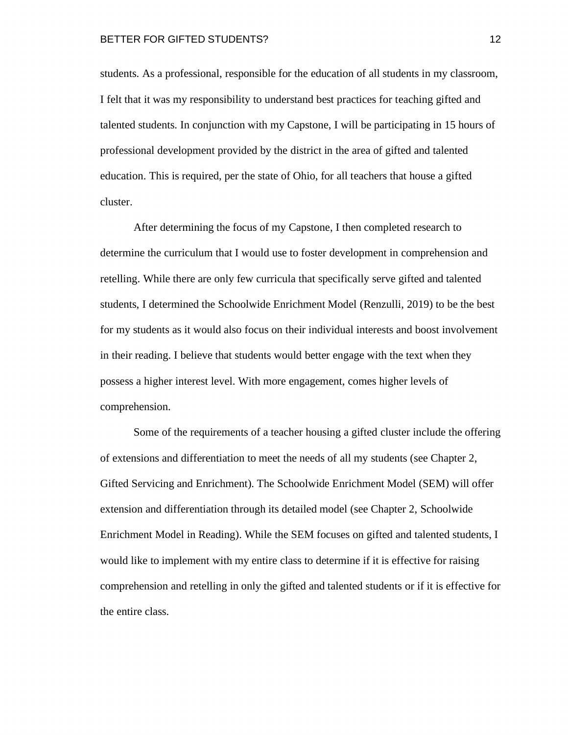students. As a professional, responsible for the education of all students in my classroom, I felt that it was my responsibility to understand best practices for teaching gifted and talented students. In conjunction with my Capstone, I will be participating in 15 hours of professional development provided by the district in the area of gifted and talented education. This is required, per the state of Ohio, for all teachers that house a gifted cluster.

After determining the focus of my Capstone, I then completed research to determine the curriculum that I would use to foster development in comprehension and retelling. While there are only few curricula that specifically serve gifted and talented students, I determined the Schoolwide Enrichment Model (Renzulli, 2019) to be the best for my students as it would also focus on their individual interests and boost involvement in their reading. I believe that students would better engage with the text when they possess a higher interest level. With more engagement, comes higher levels of comprehension.

Some of the requirements of a teacher housing a gifted cluster include the offering of extensions and differentiation to meet the needs of all my students (see Chapter 2, Gifted Servicing and Enrichment). The Schoolwide Enrichment Model (SEM) will offer extension and differentiation through its detailed model (see Chapter 2, Schoolwide Enrichment Model in Reading). While the SEM focuses on gifted and talented students, I would like to implement with my entire class to determine if it is effective for raising comprehension and retelling in only the gifted and talented students or if it is effective for the entire class.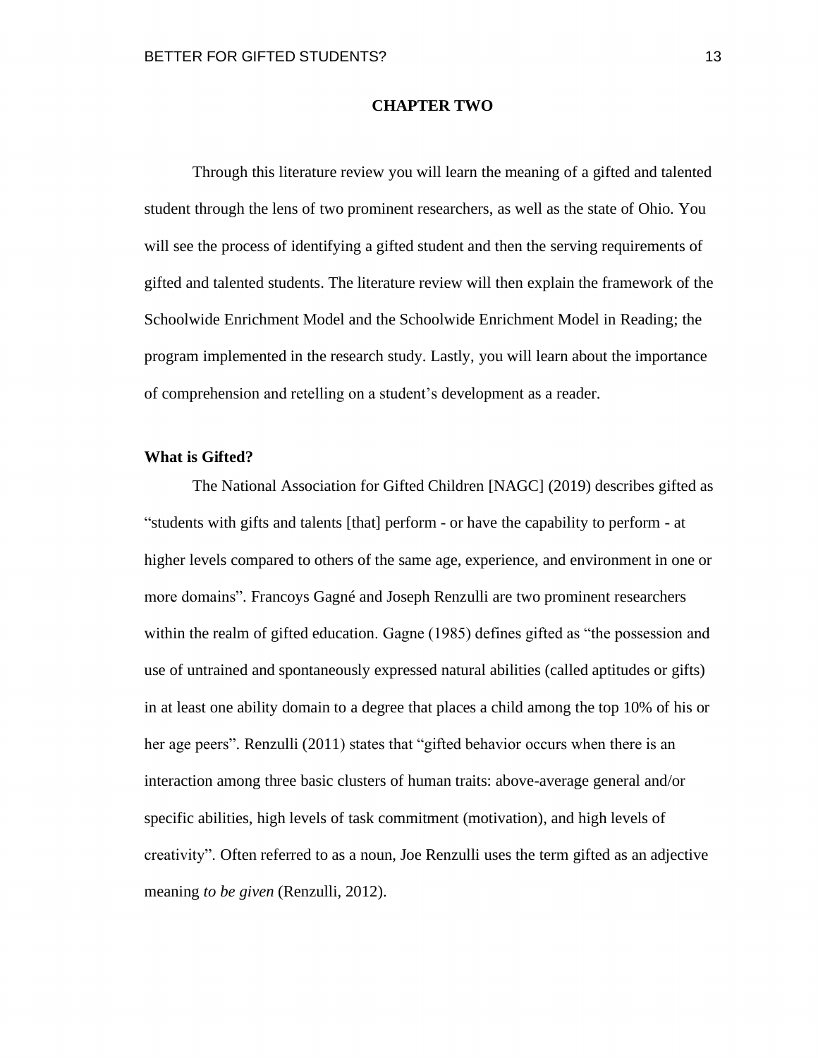# CHAPTER TWO

Through this literature review you will learn the meaning of a gifted and talented student through the lens of two prominent researchers, as well as the state of Ohio. You will see the process of identifying a gifted student and then the serving requirements of gifted and talented students. The literature review will then explain the framework of the Schoolwide Enrichment Model and the Schoolwide Enrichment Model in Reading; the program implemented in the research study. Lastly, you will learn about the importance of comprehension and retelling on a student's development as a reader.

## What is Gifted?

The National Association for Gifted Children [NAGC] (2019) describes gifted as "students with gifts and talents [that] perform - or have the capability to perform - at higher levels compared to others of the same age, experience, and environment in one or more domains". Francoys Gagné and Joseph Renzulli are two prominent researchers within the realm of gifted education. Gagne (1985) defines gifted as "the possession and use of untrained and spontaneously expressed natural abilities (called aptitudes or gifts) in at least one ability domain to a degree that places a child among the top 10% of his or her age peers". Renzulli (2011) states that "gifted behavior occurs when there is an interaction among three basic clusters of human traits: above-average general and/or specific abilities, high levels of task commitment (motivation), and high levels of creativity". Often referred to as a noun, Joe Renzulli uses the term gifted as an adjective meaning *to be given* (Renzulli, 2012).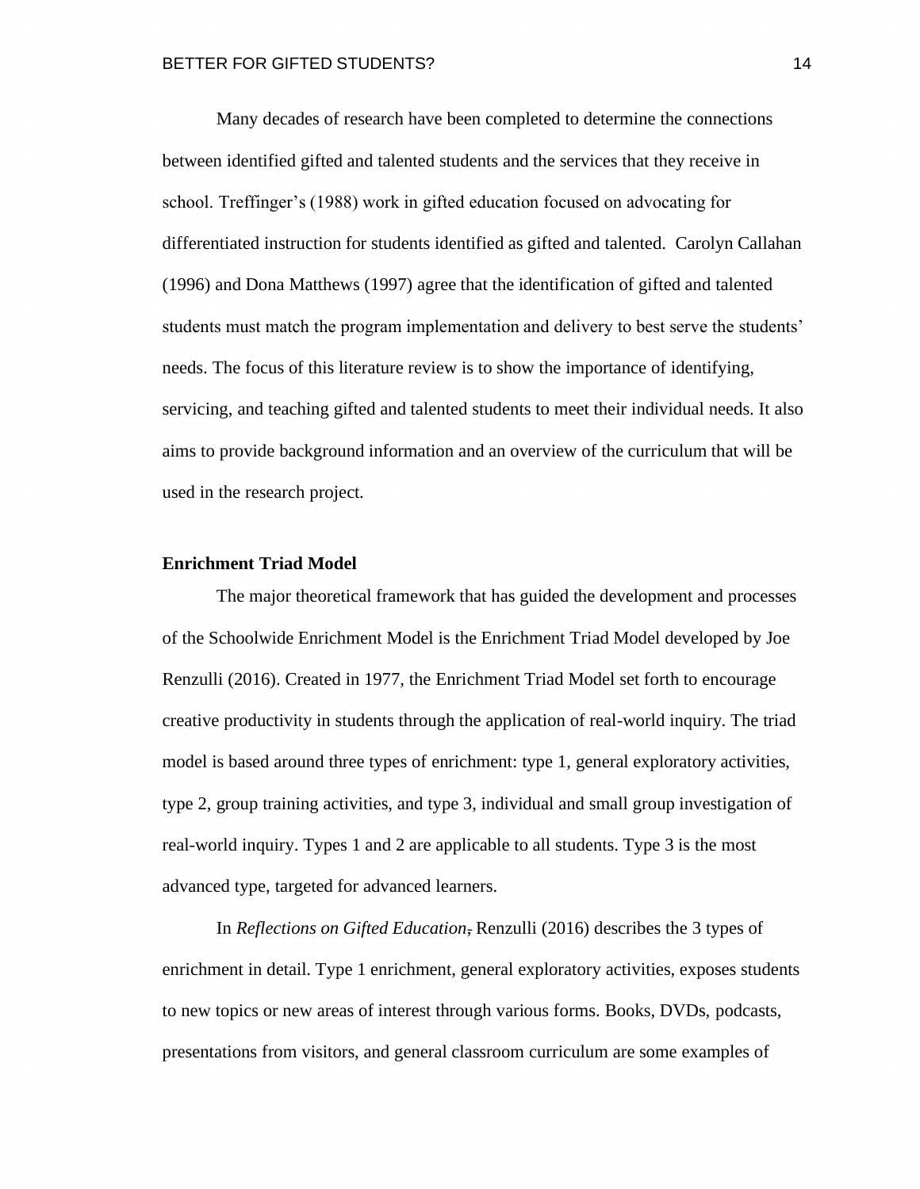Many decades of research have been completed to determine the connections between identified gifted and talented students and the services that they receive in school. Treffinger's (1988) work in gifted education focused on advocating for differentiated instruction for students identified as gifted and talented. Carolyn Callahan (1996) and Dona Matthews (1997) agree that the identification of gifted and talented students must match the program implementation and delivery to best serve the students' needs. The focus of this literature review is to show the importance of identifying, servicing, and teaching gifted and talented students to meet their individual needs. It also aims to provide background information and an overview of the curriculum that will be used in the research project.

**Enrichment Triad Model**

The major theoretical framework that has guided the development and processes of the Schoolwide Enrichment Model is the Enrichment Triad Model developed by Joe Renzulli (2016). Created in 1977, the Enrichment Triad Model set forth to encourage creative productivity in students through the application of real-world inquiry. The triad model is based around three types of enrichment: type 1, general exploratory activities, type 2, group training activities, and type 3, individual and small group investigation of real-world inquiry. Types 1 and 2 are applicable to all students. Type 3 is the most advanced type, targeted for advanced learners.

In *Reflections on Gifted Education*, Renzulli (2016) describes the 3 types of enrichment in detail. Type 1 enrichment, general exploratory activities, exposes students to new topics or new areas of interest through various forms. Books, DVDs, podcasts, presentations from visitors, and general classroom curriculum are some examples of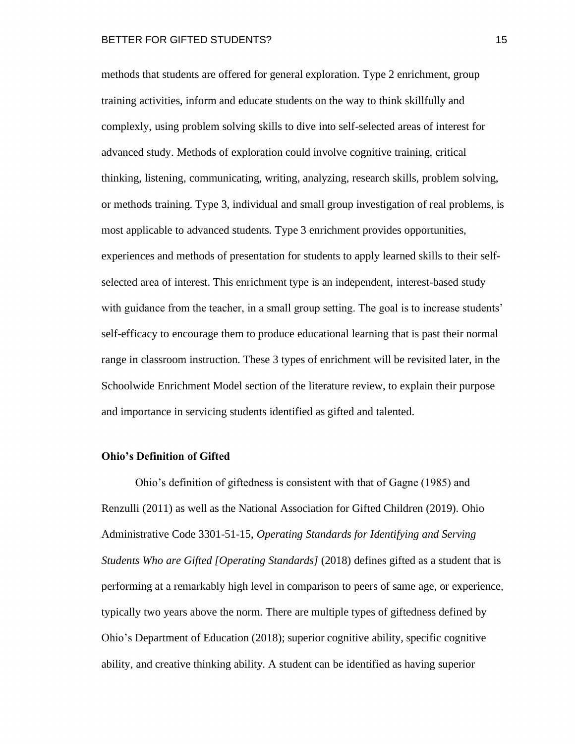methods that students are offered for general exploration. Type 2 enrichment, group training activities, inform and educate students on the way to think skillfully and complexly, using problem solving skills to dive into self-selected areas of interest for advanced study. Methods of exploration could involve cognitive training, critical thinking, listening, communicating, writing, analyzing, research skills, problem solving, or methods training. Type 3, individual and small group investigation of real problems, is most applicable to advanced students. Type 3 enrichment provides opportunities, experiences and methods of presentation for students to apply learned skills to their self-selected area of interest. This enrichment type is an independent, interest-based study with guidance from the teacher, in a small group setting. The goal is to increase students' self-efficacy to encourage them to produce educational learning that is past their normal range in classroom instruction. These 3 types of enrichment will be revisited later, in the Schoolwide Enrichment Model section of the literature review, to explain their purpose and importance in servicing students identified as gifted and talented.

### Ohio's Definition of Gifted

Ohio's definition of giftedness is consistent with that of Gagne (1985) and Renzulli (2011) as well as the National Association for Gifted Children (2019). Ohio Administrative Code 3301-51-15, *Operating Standards for Identifying and Serving Students Who are Gifted [Operating Standards]* (2018) defines gifted as a student that is performing at a remarkably high level in comparison to peers of same age, or experience, typically two years above the norm. There are multiple types of giftedness defined by Ohio's Department of Education (2018); superior cognitive ability, specific cognitive ability, and creative thinking ability. A student can be identified as having superior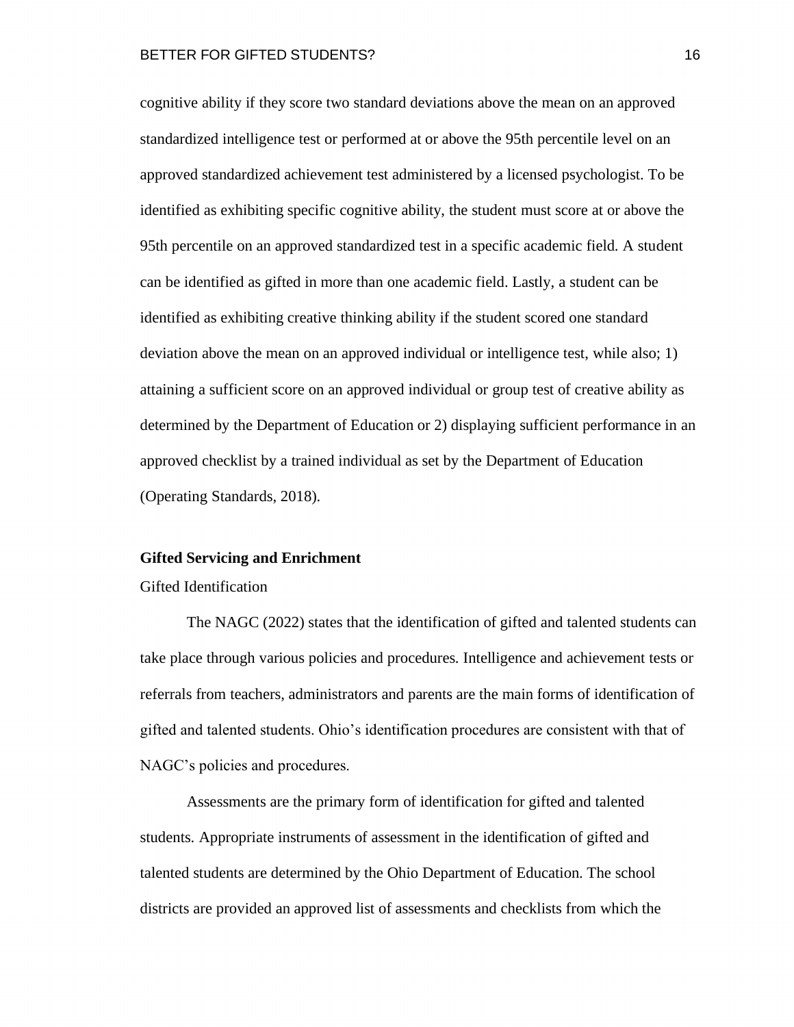cognitive ability if they score two standard deviations above the mean on an approved standardized intelligence test or performed at or above the 95th percentile level on an approved standardized achievement test administered by a licensed psychologist. To be identified as exhibiting specific cognitive ability, the student must score at or above the 95th percentile on an approved standardized test in a specific academic field. A student can be identified as gifted in more than one academic field. Lastly, a student can be identified as exhibiting creative thinking ability if the student scored one standard deviation above the mean on an approved individual or intelligence test, while also; 1) attaining a sufficient score on an approved individual or group test of creative ability as determined by the Department of Education or 2) displaying sufficient performance in an approved checklist by a trained individual as set by the Department of Education (Operating Standards, 2018).

**Gifted Servicing and Enrichment**

Gifted Identification

The NAGC (2022) states that the identification of gifted and talented students can take place through various policies and procedures. Intelligence and achievement tests or referrals from teachers, administrators and parents are the main forms of identification of gifted and talented students. Ohio's identification procedures are consistent with that of NAGC's policies and procedures.

Assessments are the primary form of identification for gifted and talented students. Appropriate instruments of assessment in the identification of gifted and talented students are determined by the Ohio Department of Education. The school districts are provided an approved list of assessments and checklists from which the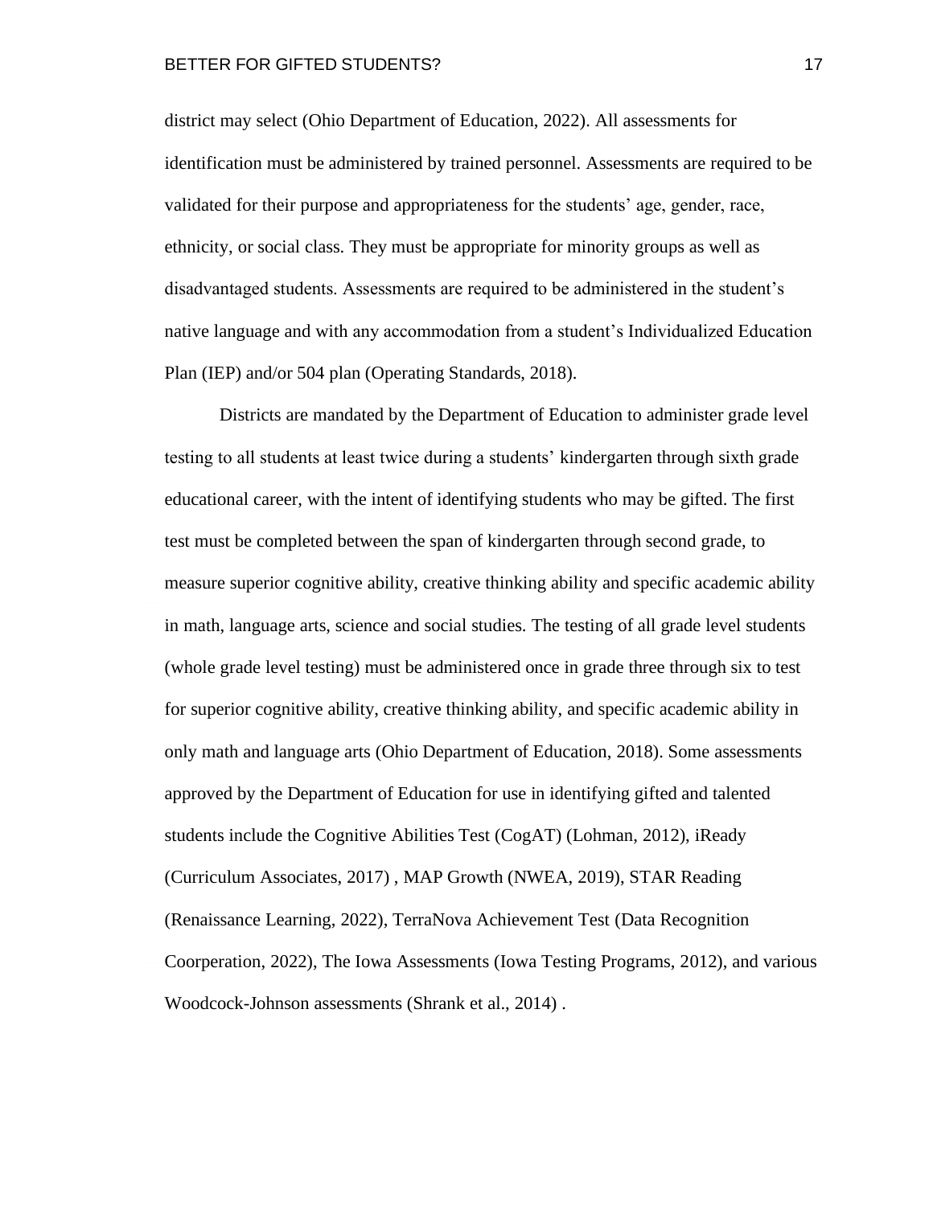district may select (Ohio Department of Education, 2022). All assessments for identification must be administered by trained personnel. Assessments are required to be validated for their purpose and appropriateness for the students' age, gender, race, ethnicity, or social class. They must be appropriate for minority groups as well as disadvantaged students. Assessments are required to be administered in the student's native language and with any accommodation from a student's Individualized Education Plan (IEP) and/or 504 plan (Operating Standards, 2018).

Districts are mandated by the Department of Education to administer grade level testing to all students at least twice during a students' kindergarten through sixth grade educational career, with the intent of identifying students who may be gifted. The first test must be completed between the span of kindergarten through second grade, to measure superior cognitive ability, creative thinking ability and specific academic ability in math, language arts, science and social studies. The testing of all grade level students (whole grade level testing) must be administered once in grade three through six to test for superior cognitive ability, creative thinking ability, and specific academic ability in only math and language arts (Ohio Department of Education, 2018). Some assessments approved by the Department of Education for use in identifying gifted and talented students include the Cognitive Abilities Test (CogAT) (Lohman, 2012), iReady (Curriculum Associates, 2017) , MAP Growth (NWEA, 2019), STAR Reading (Renaissance Learning, 2022), TerraNova Achievement Test (Data Recognition Coorperation, 2022), The Iowa Assessments (Iowa Testing Programs, 2012), and various Woodcock-Johnson assessments (Shrank et al., 2014) .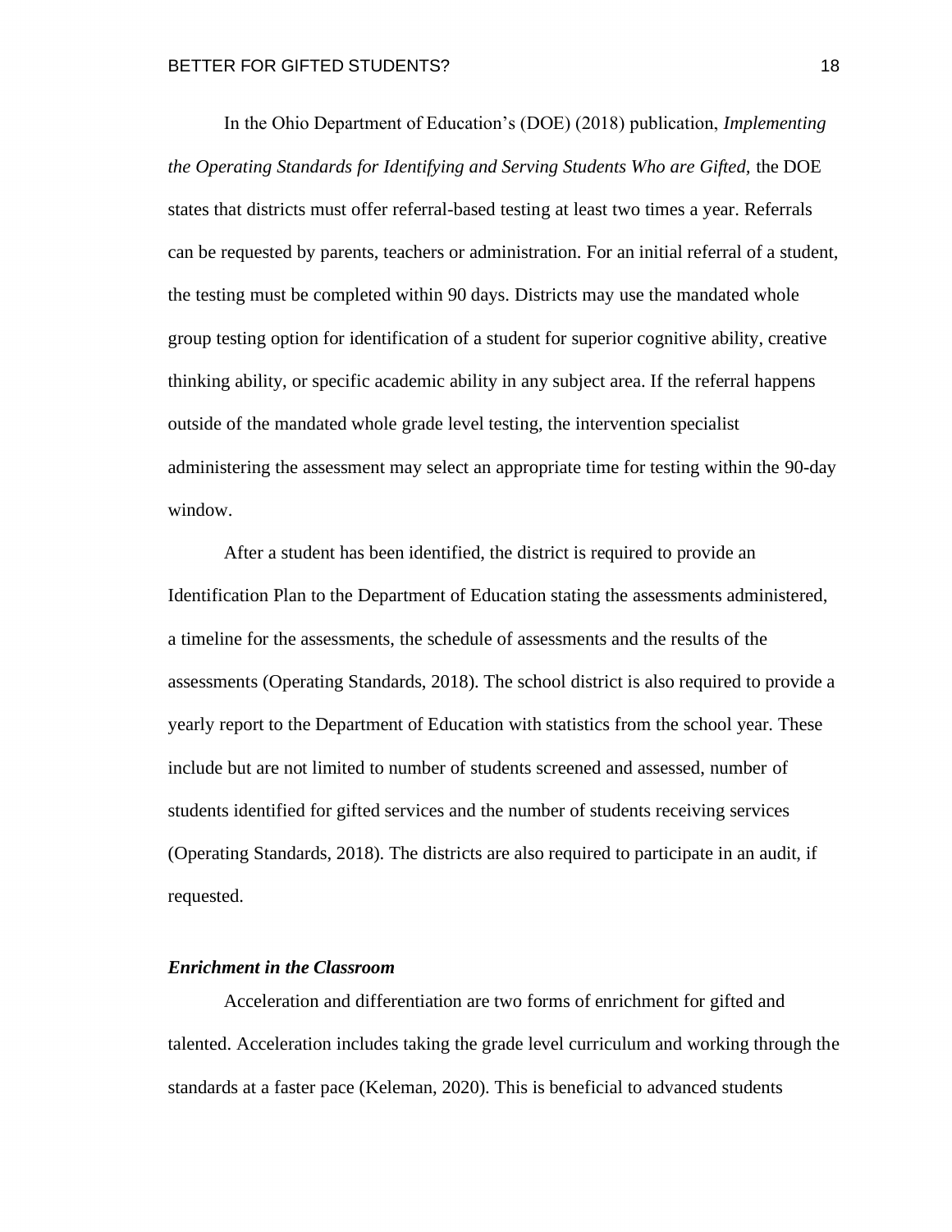In the Ohio Department of Education's (DOE) (2018) publication, *Implementing the Operating Standards for Identifying and Serving Students Who are Gifted,* the DOE states that districts must offer referral-based testing at least two times a year. Referrals can be requested by parents, teachers or administration. For an initial referral of a student, the testing must be completed within 90 days. Districts may use the mandated whole group testing option for identification of a student for superior cognitive ability, creative thinking ability, or specific academic ability in any subject area. If the referral happens outside of the mandated whole grade level testing, the intervention specialist administering the assessment may select an appropriate time for testing within the 90-day window.

After a student has been identified, the district is required to provide an Identification Plan to the Department of Education stating the assessments administered, a timeline for the assessments, the schedule of assessments and the results of the assessments (Operating Standards, 2018). The school district is also required to provide a yearly report to the Department of Education with statistics from the school year. These include but are not limited to number of students screened and assessed, number of students identified for gifted services and the number of students receiving services (Operating Standards, 2018). The districts are also required to participate in an audit, if requested.

### *Enrichment in the Classroom*

Acceleration and differentiation are two forms of enrichment for gifted and talented. Acceleration includes taking the grade level curriculum and working through the standards at a faster pace (Keleman, 2020). This is beneficial to advanced students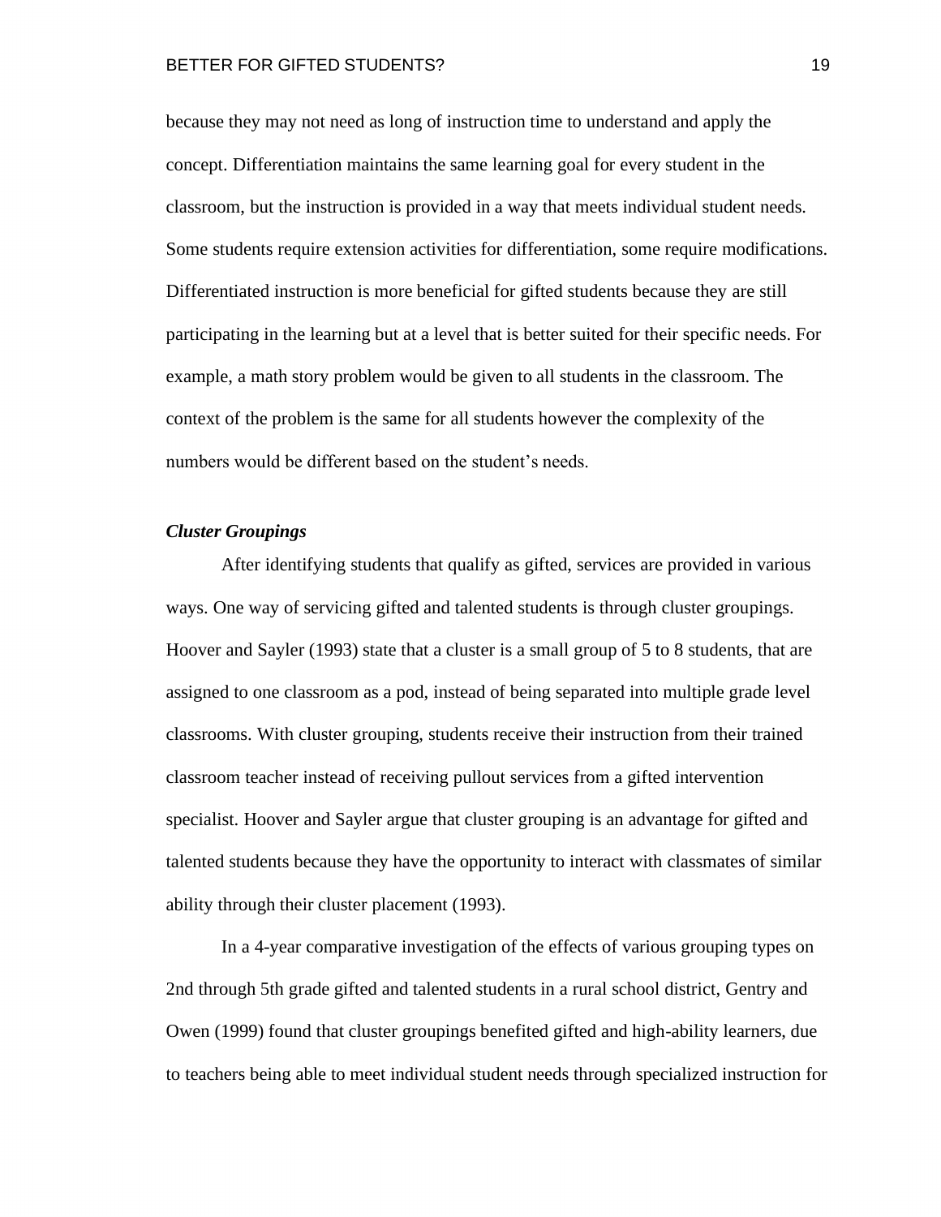because they may not need as long of instruction time to understand and apply the concept. Differentiation maintains the same learning goal for every student in the classroom, but the instruction is provided in a way that meets individual student needs. Some students require extension activities for differentiation, some require modifications. Differentiated instruction is more beneficial for gifted students because they are still participating in the learning but at a level that is better suited for their specific needs. For example, a math story problem would be given to all students in the classroom. The context of the problem is the same for all students however the complexity of the numbers would be different based on the student's needs.

### *Cluster Groupings*

After identifying students that qualify as gifted, services are provided in various ways. One way of servicing gifted and talented students is through cluster groupings. Hoover and Sayler (1993) state that a cluster is a small group of 5 to 8 students, that are assigned to one classroom as a pod, instead of being separated into multiple grade level classrooms. With cluster grouping, students receive their instruction from their trained classroom teacher instead of receiving pullout services from a gifted intervention specialist. Hoover and Sayler argue that cluster grouping is an advantage for gifted and talented students because they have the opportunity to interact with classmates of similar ability through their cluster placement (1993).

In a 4-year comparative investigation of the effects of various grouping types on 2nd through 5th grade gifted and talented students in a rural school district, Gentry and Owen (1999) found that cluster groupings benefited gifted and high-ability learners, due to teachers being able to meet individual student needs through specialized instruction for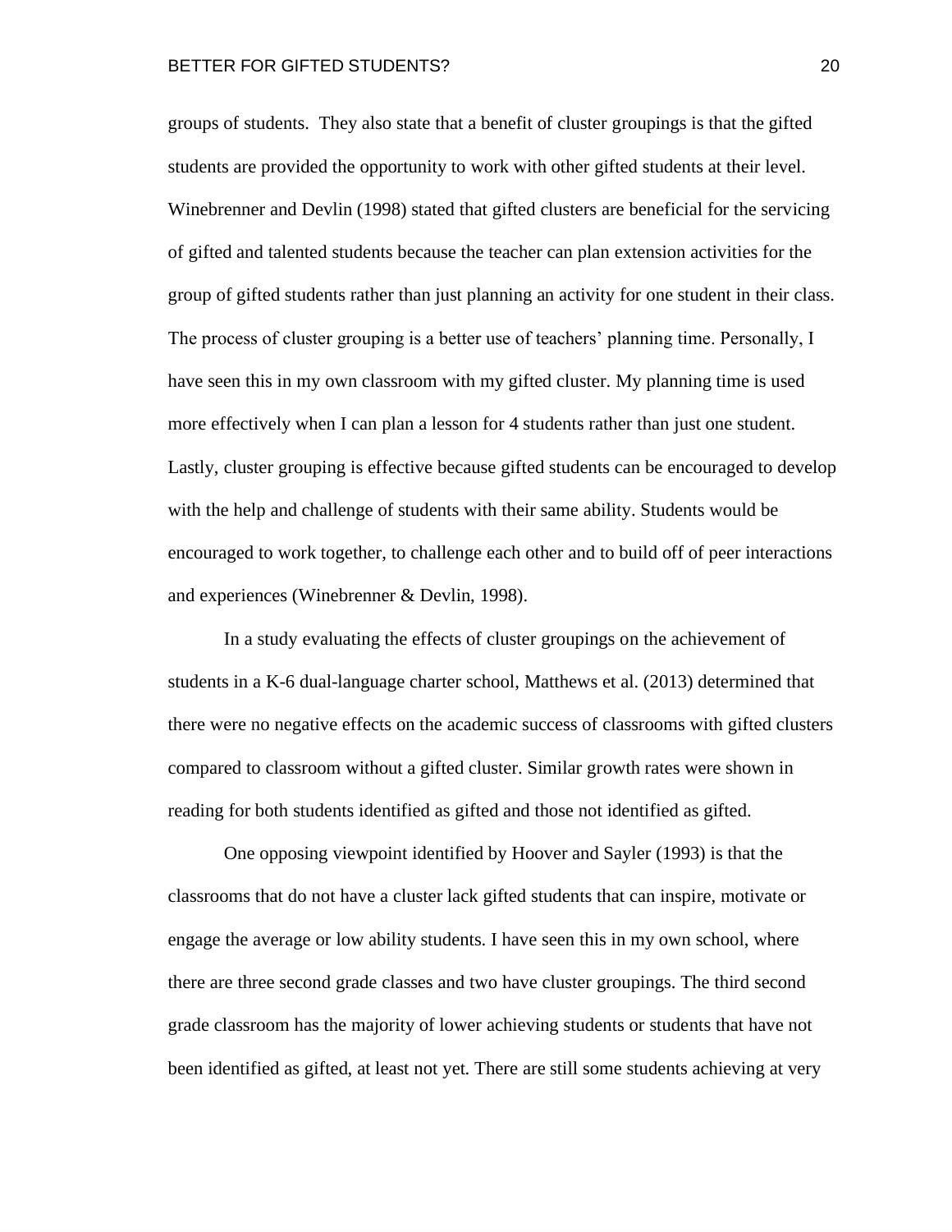groups of students. They also state that a benefit of cluster groupings is that the gifted students are provided the opportunity to work with other gifted students at their level. Winebrenner and Devlin (1998) stated that gifted clusters are beneficial for the servicing of gifted and talented students because the teacher can plan extension activities for the group of gifted students rather than just planning an activity for one student in their class. The process of cluster grouping is a better use of teachers' planning time. Personally, I have seen this in my own classroom with my gifted cluster. My planning time is used more effectively when I can plan a lesson for 4 students rather than just one student. Lastly, cluster grouping is effective because gifted students can be encouraged to develop with the help and challenge of students with their same ability. Students would be encouraged to work together, to challenge each other and to build off of peer interactions and experiences (Winebrenner & Devlin, 1998).

In a study evaluating the effects of cluster groupings on the achievement of students in a K-6 dual-language charter school, Matthews et al. (2013) determined that there were no negative effects on the academic success of classrooms with gifted clusters compared to classroom without a gifted cluster. Similar growth rates were shown in reading for both students identified as gifted and those not identified as gifted.

One opposing viewpoint identified by Hoover and Sayler (1993) is that the classrooms that do not have a cluster lack gifted students that can inspire, motivate or engage the average or low ability students. I have seen this in my own school, where there are three second grade classes and two have cluster groupings. The third second grade classroom has the majority of lower achieving students or students that have not been identified as gifted, at least not yet. There are still some students achieving at very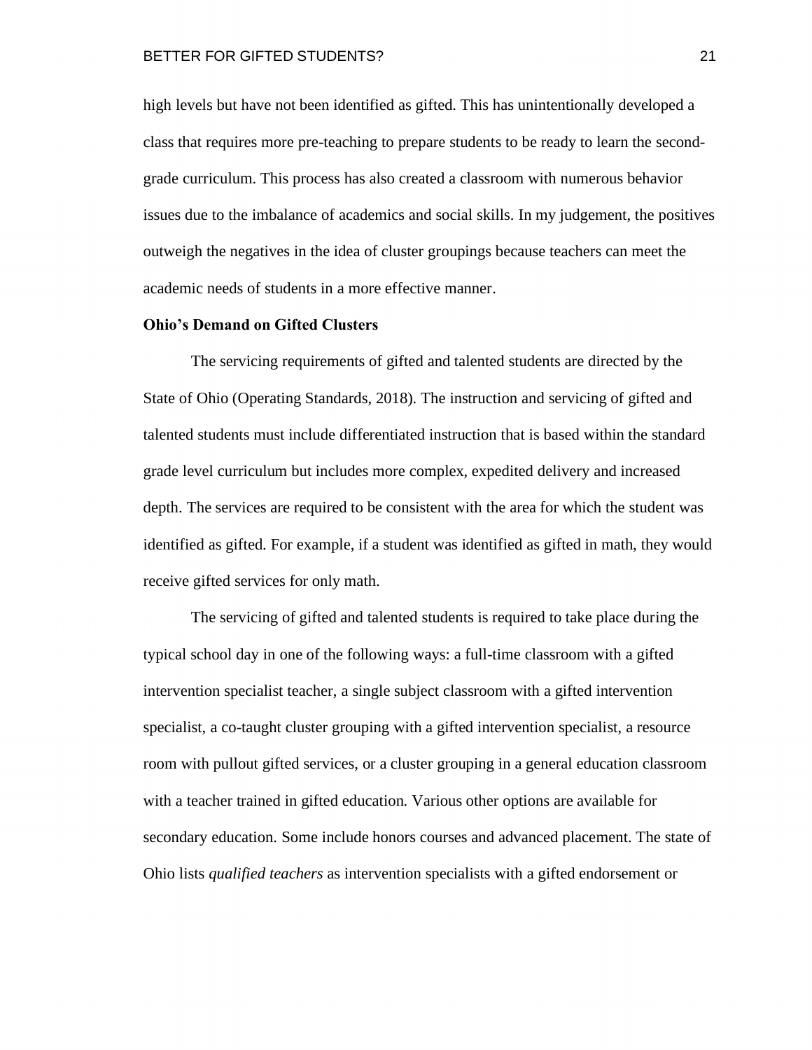high levels but have not been identified as gifted. This has unintentionally developed a class that requires more pre-teaching to prepare students to be ready to learn the second-grade curriculum. This process has also created a classroom with numerous behavior issues due to the imbalance of academics and social skills. In my judgement, the positives outweigh the negatives in the idea of cluster groupings because teachers can meet the academic needs of students in a more effective manner.

**Ohio's Demand on Gifted Clusters**

The servicing requirements of gifted and talented students are directed by the State of Ohio (Operating Standards, 2018). The instruction and servicing of gifted and talented students must include differentiated instruction that is based within the standard grade level curriculum but includes more complex, expedited delivery and increased depth. The services are required to be consistent with the area for which the student was identified as gifted. For example, if a student was identified as gifted in math, they would receive gifted services for only math.

The servicing of gifted and talented students is required to take place during the typical school day in one of the following ways: a full-time classroom with a gifted intervention specialist teacher, a single subject classroom with a gifted intervention specialist, a co-taught cluster grouping with a gifted intervention specialist, a resource room with pullout gifted services, or a cluster grouping in a general education classroom with a teacher trained in gifted education. Various other options are available for secondary education. Some include honors courses and advanced placement. The state of Ohio lists *qualified teachers* as intervention specialists with a gifted endorsement or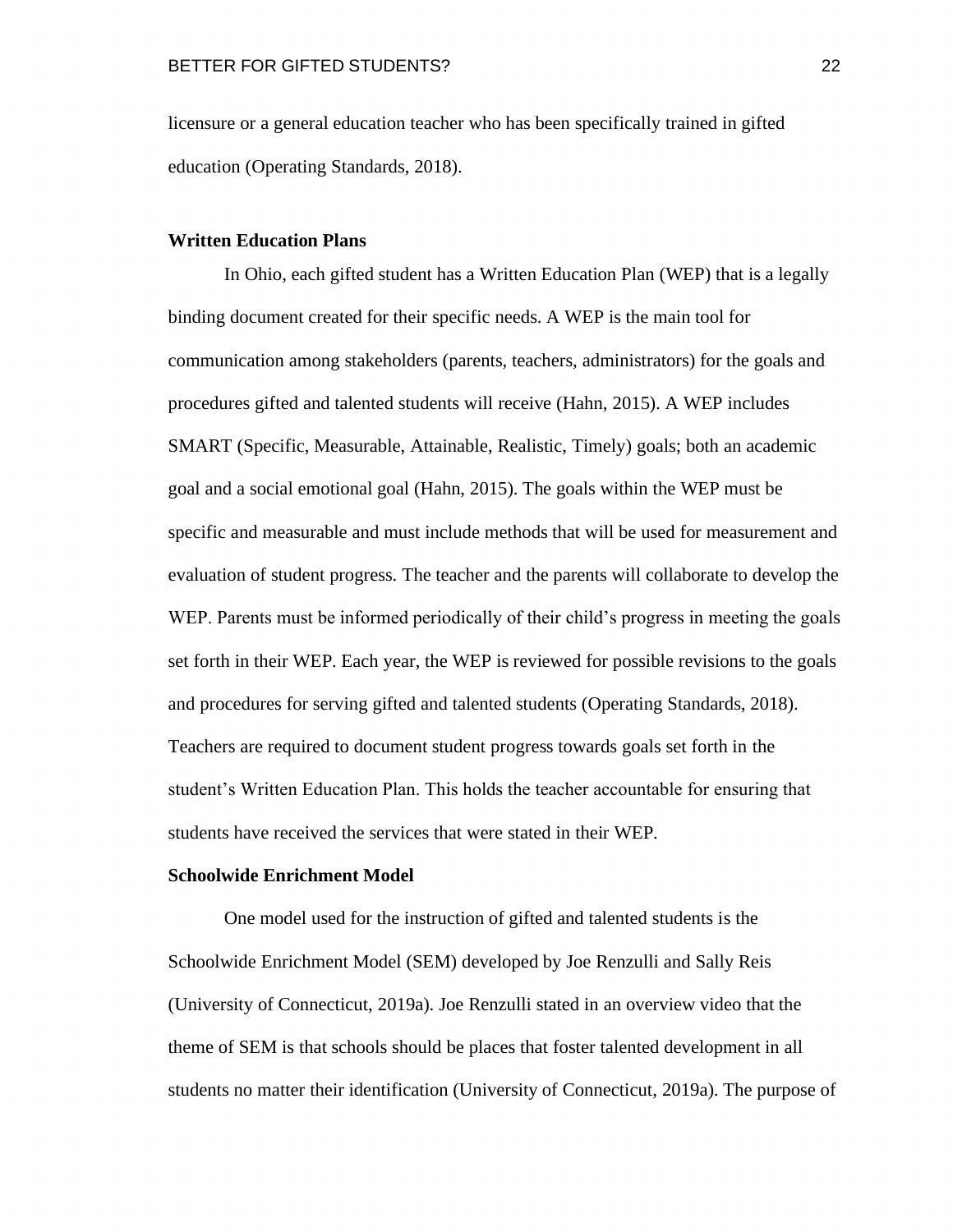licensure or a general education teacher who has been specifically trained in gifted education (Operating Standards, 2018).

### Written Education Plans

In Ohio, each gifted student has a Written Education Plan (WEP) that is a legally binding document created for their specific needs. A WEP is the main tool for communication among stakeholders (parents, teachers, administrators) for the goals and procedures gifted and talented students will receive (Hahn, 2015). A WEP includes SMART (Specific, Measurable, Attainable, Realistic, Timely) goals; both an academic goal and a social emotional goal (Hahn, 2015). The goals within the WEP must be specific and measurable and must include methods that will be used for measurement and evaluation of student progress. The teacher and the parents will collaborate to develop the WEP. Parents must be informed periodically of their child's progress in meeting the goals set forth in their WEP. Each year, the WEP is reviewed for possible revisions to the goals and procedures for serving gifted and talented students (Operating Standards, 2018). Teachers are required to document student progress towards goals set forth in the student's Written Education Plan. This holds the teacher accountable for ensuring that students have received the services that were stated in their WEP.

### Schoolwide Enrichment Model

One model used for the instruction of gifted and talented students is the Schoolwide Enrichment Model (SEM) developed by Joe Renzulli and Sally Reis (University of Connecticut, 2019a). Joe Renzulli stated in an overview video that the theme of SEM is that schools should be places that foster talented development in all students no matter their identification (University of Connecticut, 2019a). The purpose of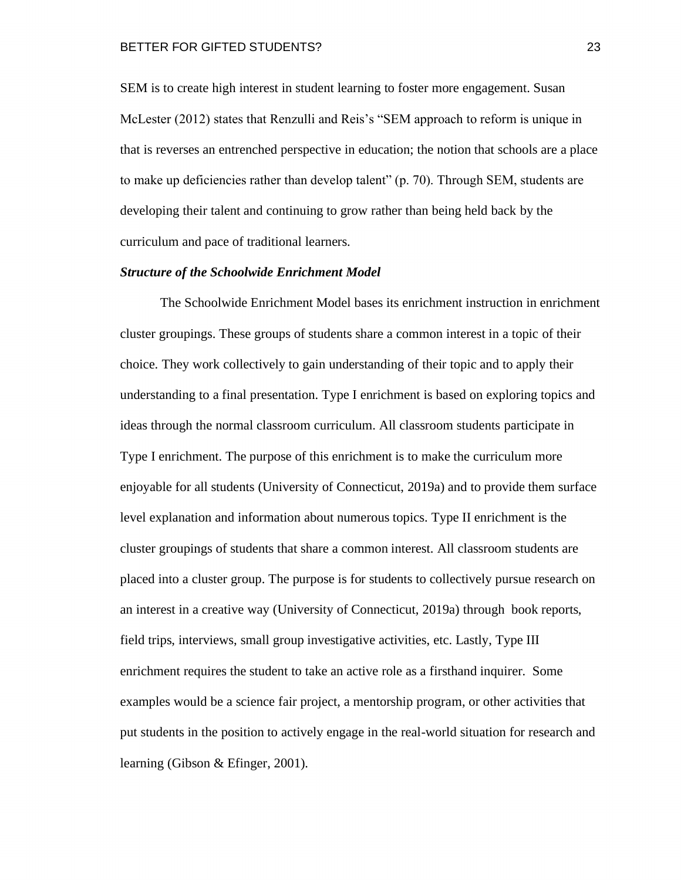SEM is to create high interest in student learning to foster more engagement. Susan McLester (2012) states that Renzulli and Reis's "SEM approach to reform is unique in that is reverses an entrenched perspective in education; the notion that schools are a place to make up deficiencies rather than develop talent" (p. 70). Through SEM, students are developing their talent and continuing to grow rather than being held back by the curriculum and pace of traditional learners.

### ***Structure of the Schoolwide Enrichment Model***

The Schoolwide Enrichment Model bases its enrichment instruction in enrichment cluster groupings. These groups of students share a common interest in a topic of their choice. They work collectively to gain understanding of their topic and to apply their understanding to a final presentation. Type I enrichment is based on exploring topics and ideas through the normal classroom curriculum. All classroom students participate in Type I enrichment. The purpose of this enrichment is to make the curriculum more enjoyable for all students (University of Connecticut, 2019a) and to provide them surface level explanation and information about numerous topics. Type II enrichment is the cluster groupings of students that share a common interest. All classroom students are placed into a cluster group. The purpose is for students to collectively pursue research on an interest in a creative way (University of Connecticut, 2019a) through book reports, field trips, interviews, small group investigative activities, etc. Lastly, Type III enrichment requires the student to take an active role as a firsthand inquirer. Some examples would be a science fair project, a mentorship program, or other activities that put students in the position to actively engage in the real-world situation for research and learning (Gibson & Efinger, 2001).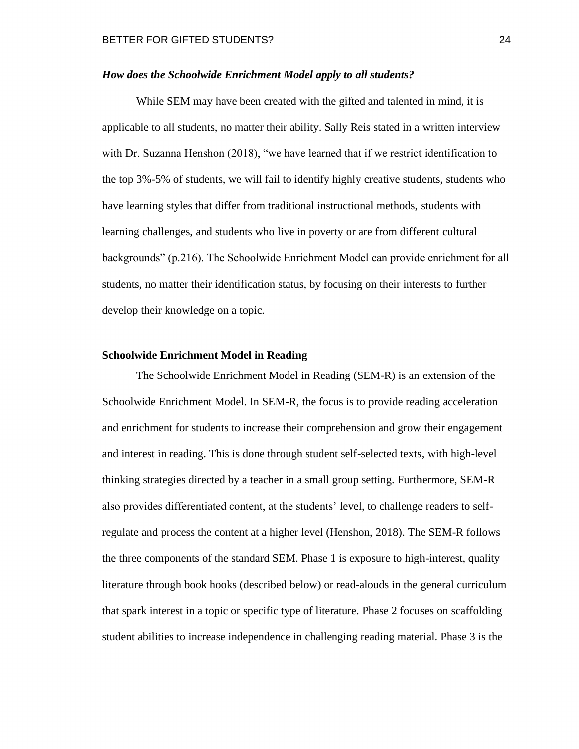***How does the Schoolwide Enrichment Model apply to all students?***

While SEM may have been created with the gifted and talented in mind, it is applicable to all students, no matter their ability. Sally Reis stated in a written interview with Dr. Suzanna Henshon (2018), “we have learned that if we restrict identification to the top 3%-5% of students, we will fail to identify highly creative students, students who have learning styles that differ from traditional instructional methods, students with learning challenges, and students who live in poverty or are from different cultural backgrounds” (p.216). The Schoolwide Enrichment Model can provide enrichment for all students, no matter their identification status, by focusing on their interests to further develop their knowledge on a topic.

**Schoolwide Enrichment Model in Reading**

The Schoolwide Enrichment Model in Reading (SEM-R) is an extension of the Schoolwide Enrichment Model. In SEM-R, the focus is to provide reading acceleration and enrichment for students to increase their comprehension and grow their engagement and interest in reading. This is done through student self-selected texts, with high-level thinking strategies directed by a teacher in a small group setting. Furthermore, SEM-R also provides differentiated content, at the students’ level, to challenge readers to self-regulate and process the content at a higher level (Henshon, 2018). The SEM-R follows the three components of the standard SEM. Phase 1 is exposure to high-interest, quality literature through book hooks (described below) or read-alouds in the general curriculum that spark interest in a topic or specific type of literature. Phase 2 focuses on scaffolding student abilities to increase independence in challenging reading material. Phase 3 is the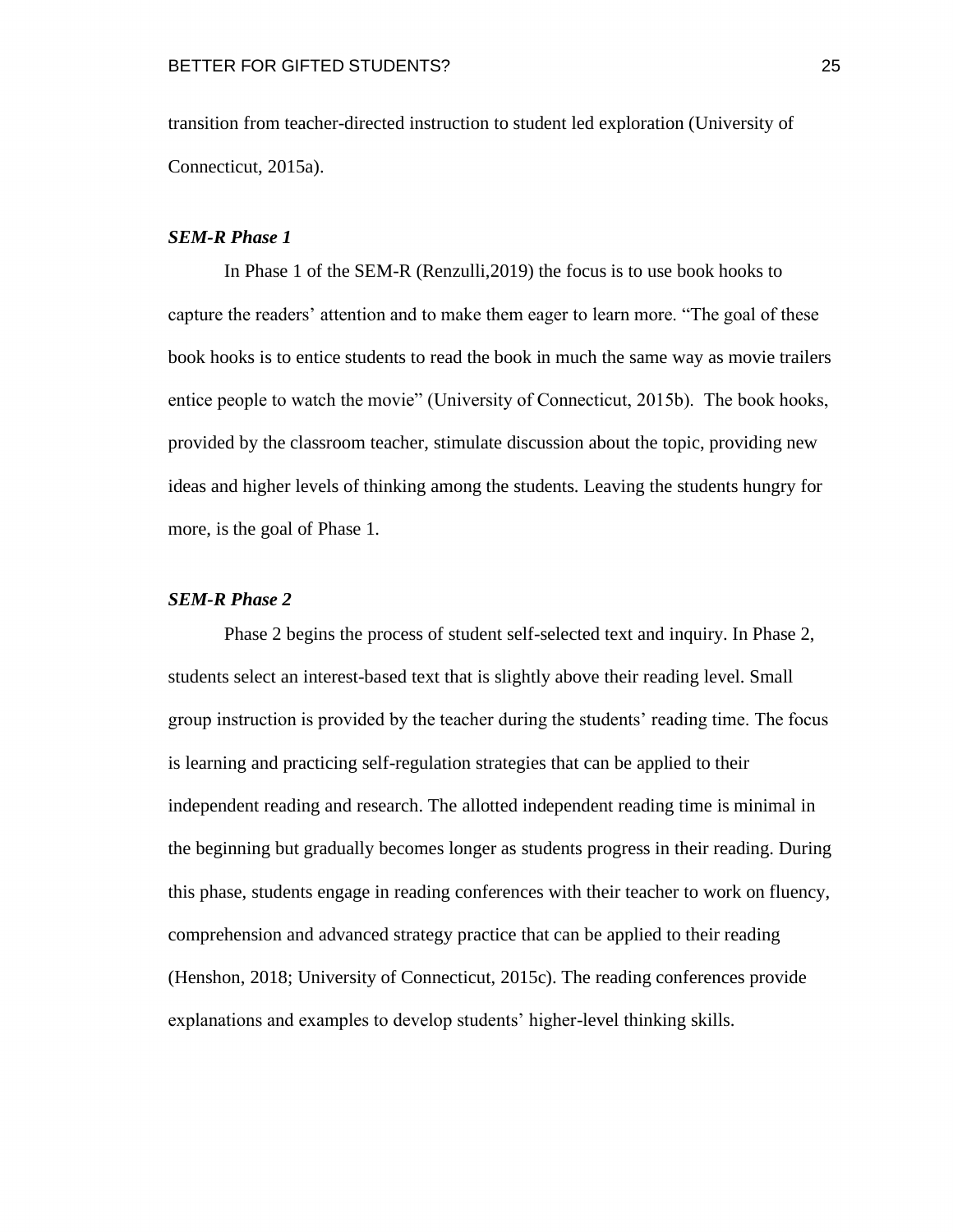transition from teacher-directed instruction to student led exploration (University of Connecticut, 2015a).

### *SEM-R Phase 1*

In Phase 1 of the SEM-R (Renzulli,2019) the focus is to use book hooks to capture the readers' attention and to make them eager to learn more. "The goal of these book hooks is to entice students to read the book in much the same way as movie trailers entice people to watch the movie" (University of Connecticut, 2015b). The book hooks, provided by the classroom teacher, stimulate discussion about the topic, providing new ideas and higher levels of thinking among the students. Leaving the students hungry for more, is the goal of Phase 1.

### *SEM-R Phase 2*

Phase 2 begins the process of student self-selected text and inquiry. In Phase 2, students select an interest-based text that is slightly above their reading level. Small group instruction is provided by the teacher during the students' reading time. The focus is learning and practicing self-regulation strategies that can be applied to their independent reading and research. The allotted independent reading time is minimal in the beginning but gradually becomes longer as students progress in their reading. During this phase, students engage in reading conferences with their teacher to work on fluency, comprehension and advanced strategy practice that can be applied to their reading (Henshon, 2018; University of Connecticut, 2015c). The reading conferences provide explanations and examples to develop students' higher-level thinking skills.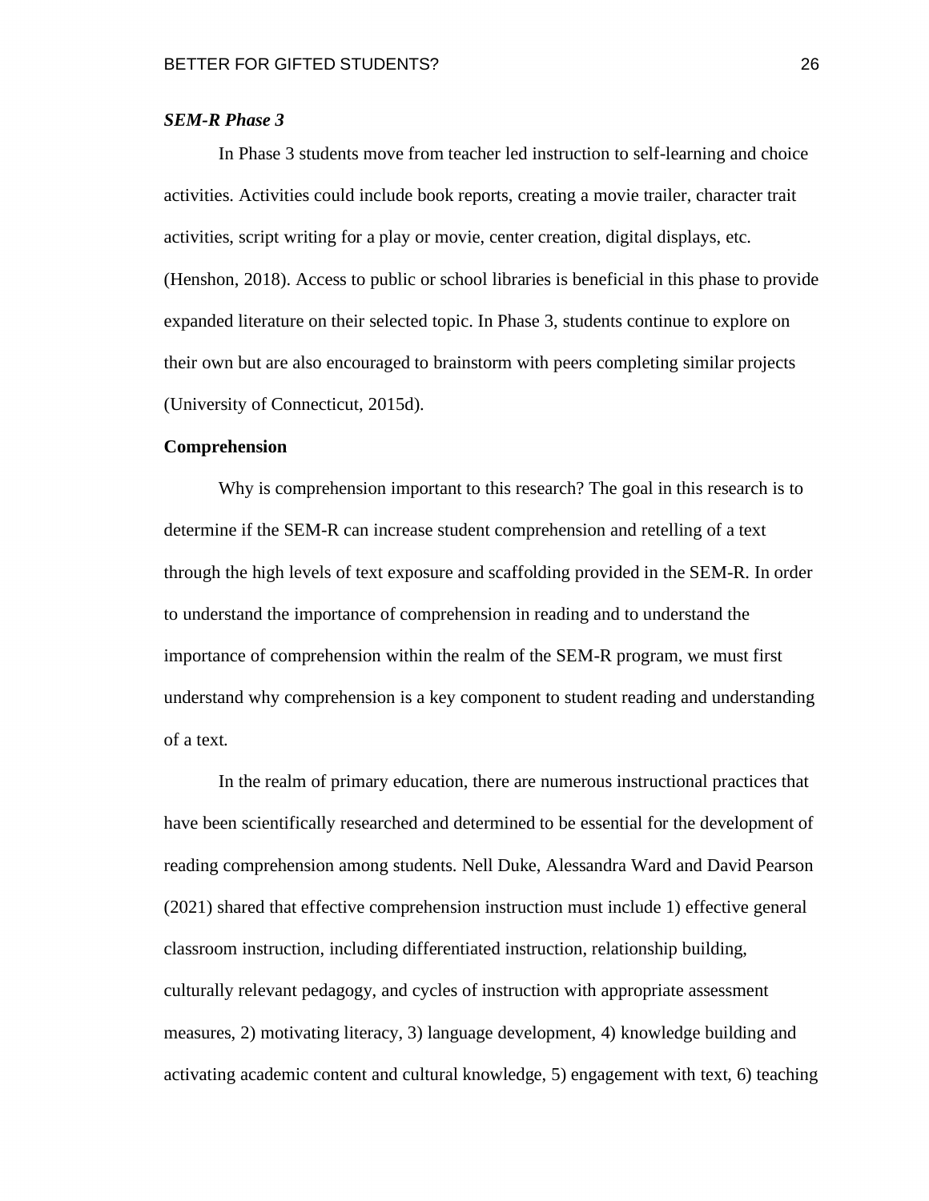### *SEM-R Phase 3*

In Phase 3 students move from teacher led instruction to self-learning and choice activities. Activities could include book reports, creating a movie trailer, character trait activities, script writing for a play or movie, center creation, digital displays, etc. (Henshon, 2018). Access to public or school libraries is beneficial in this phase to provide expanded literature on their selected topic. In Phase 3, students continue to explore on their own but are also encouraged to brainstorm with peers completing similar projects (University of Connecticut, 2015d).

## Comprehension

Why is comprehension important to this research? The goal in this research is to determine if the SEM-R can increase student comprehension and retelling of a text through the high levels of text exposure and scaffolding provided in the SEM-R. In order to understand the importance of comprehension in reading and to understand the importance of comprehension within the realm of the SEM-R program, we must first understand why comprehension is a key component to student reading and understanding of a text.

In the realm of primary education, there are numerous instructional practices that have been scientifically researched and determined to be essential for the development of reading comprehension among students. Nell Duke, Alessandra Ward and David Pearson (2021) shared that effective comprehension instruction must include 1) effective general classroom instruction, including differentiated instruction, relationship building, culturally relevant pedagogy, and cycles of instruction with appropriate assessment measures, 2) motivating literacy, 3) language development, 4) knowledge building and activating academic content and cultural knowledge, 5) engagement with text, 6) teaching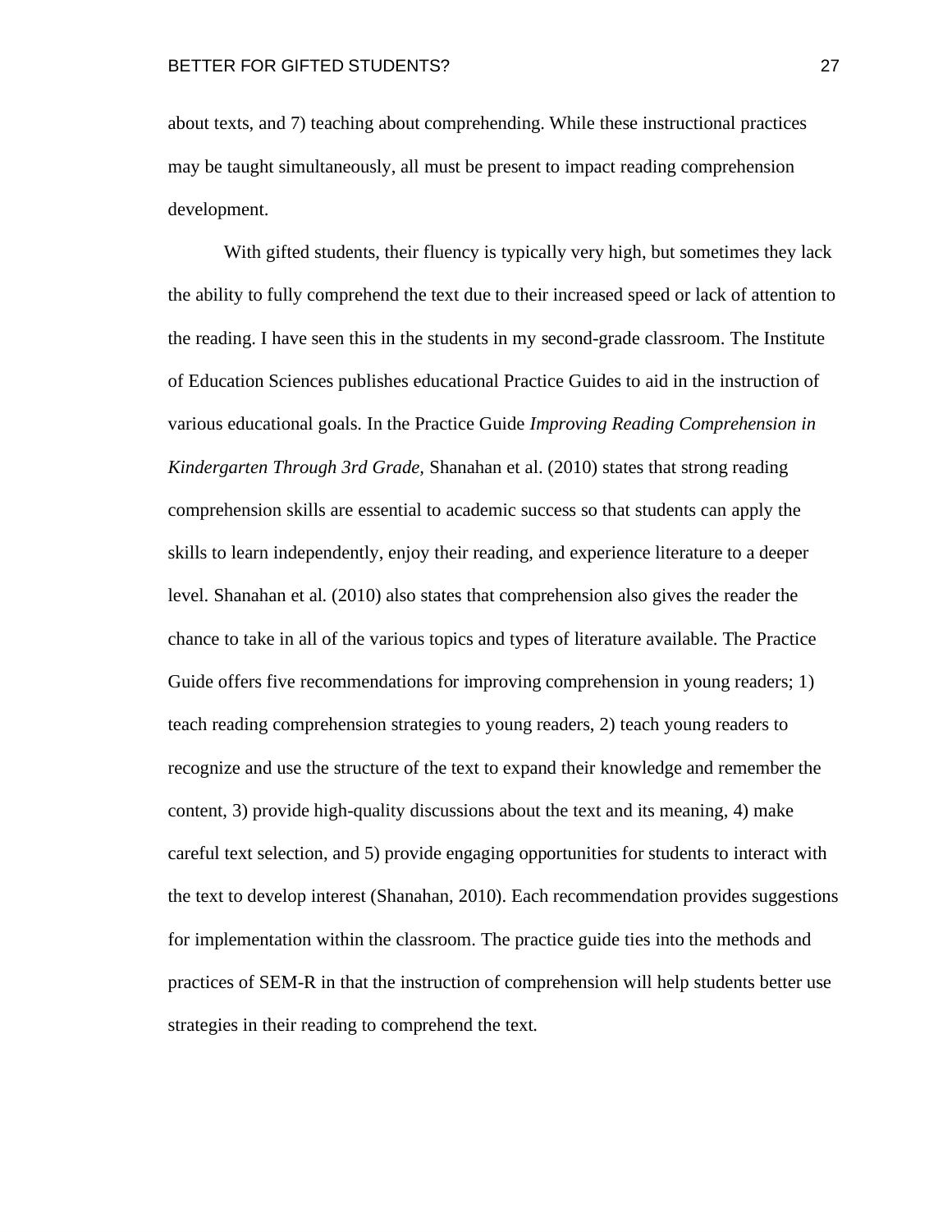about texts, and 7) teaching about comprehending. While these instructional practices may be taught simultaneously, all must be present to impact reading comprehension development.

With gifted students, their fluency is typically very high, but sometimes they lack the ability to fully comprehend the text due to their increased speed or lack of attention to the reading. I have seen this in the students in my second-grade classroom. The Institute of Education Sciences publishes educational Practice Guides to aid in the instruction of various educational goals. In the Practice Guide *Improving Reading Comprehension in Kindergarten Through 3rd Grade,* Shanahan et al. (2010) states that strong reading comprehension skills are essential to academic success so that students can apply the skills to learn independently, enjoy their reading, and experience literature to a deeper level. Shanahan et al. (2010) also states that comprehension also gives the reader the chance to take in all of the various topics and types of literature available. The Practice Guide offers five recommendations for improving comprehension in young readers; 1) teach reading comprehension strategies to young readers, 2) teach young readers to recognize and use the structure of the text to expand their knowledge and remember the content, 3) provide high-quality discussions about the text and its meaning, 4) make careful text selection, and 5) provide engaging opportunities for students to interact with the text to develop interest (Shanahan, 2010). Each recommendation provides suggestions for implementation within the classroom. The practice guide ties into the methods and practices of SEM-R in that the instruction of comprehension will help students better use strategies in their reading to comprehend the text.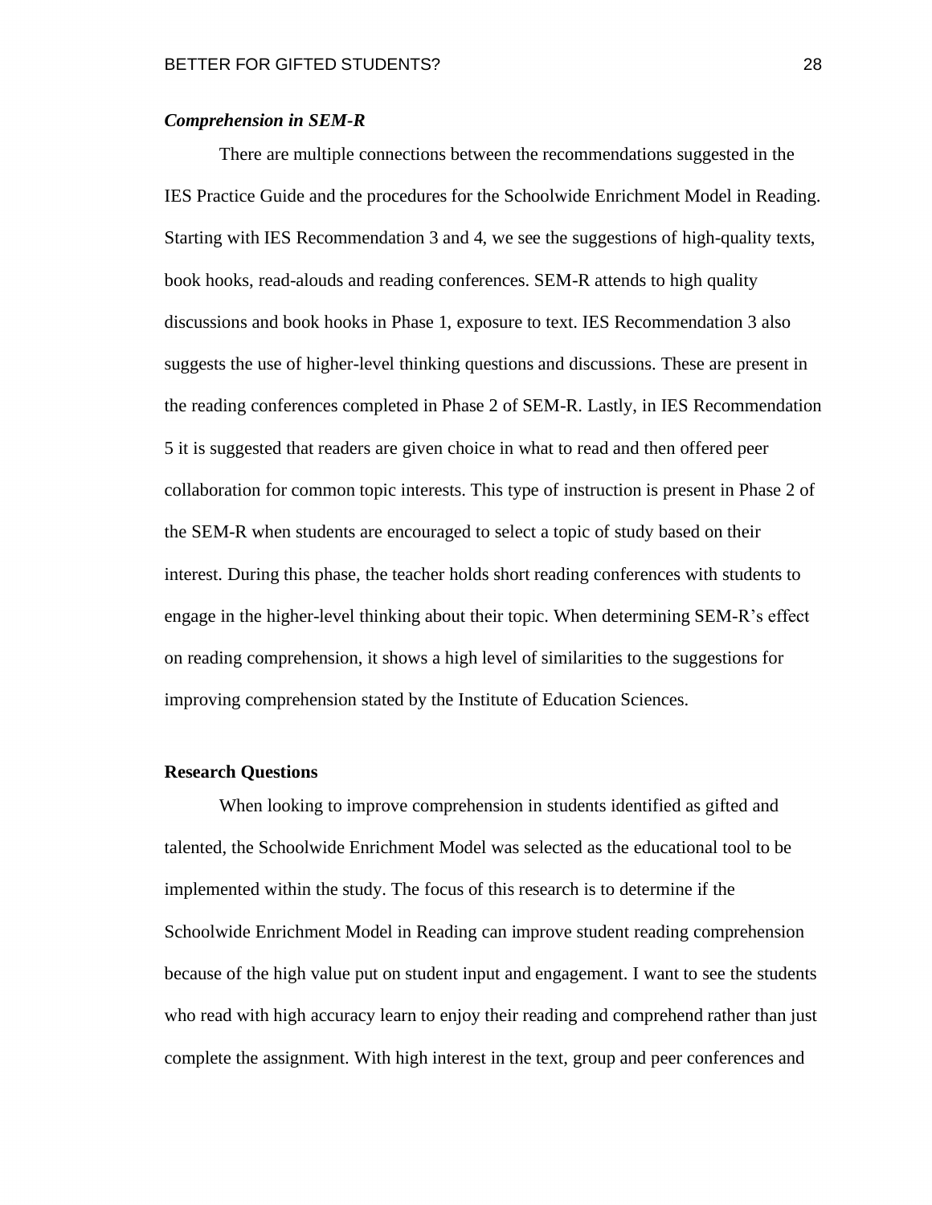### *Comprehension in SEM-R*

There are multiple connections between the recommendations suggested in the IES Practice Guide and the procedures for the Schoolwide Enrichment Model in Reading. Starting with IES Recommendation 3 and 4, we see the suggestions of high-quality texts, book hooks, read-alouds and reading conferences. SEM-R attends to high quality discussions and book hooks in Phase 1, exposure to text. IES Recommendation 3 also suggests the use of higher-level thinking questions and discussions. These are present in the reading conferences completed in Phase 2 of SEM-R. Lastly, in IES Recommendation 5 it is suggested that readers are given choice in what to read and then offered peer collaboration for common topic interests. This type of instruction is present in Phase 2 of the SEM-R when students are encouraged to select a topic of study based on their interest. During this phase, the teacher holds short reading conferences with students to engage in the higher-level thinking about their topic. When determining SEM-R's effect on reading comprehension, it shows a high level of similarities to the suggestions for improving comprehension stated by the Institute of Education Sciences.

## Research Questions

When looking to improve comprehension in students identified as gifted and talented, the Schoolwide Enrichment Model was selected as the educational tool to be implemented within the study. The focus of this research is to determine if the Schoolwide Enrichment Model in Reading can improve student reading comprehension because of the high value put on student input and engagement. I want to see the students who read with high accuracy learn to enjoy their reading and comprehend rather than just complete the assignment. With high interest in the text, group and peer conferences and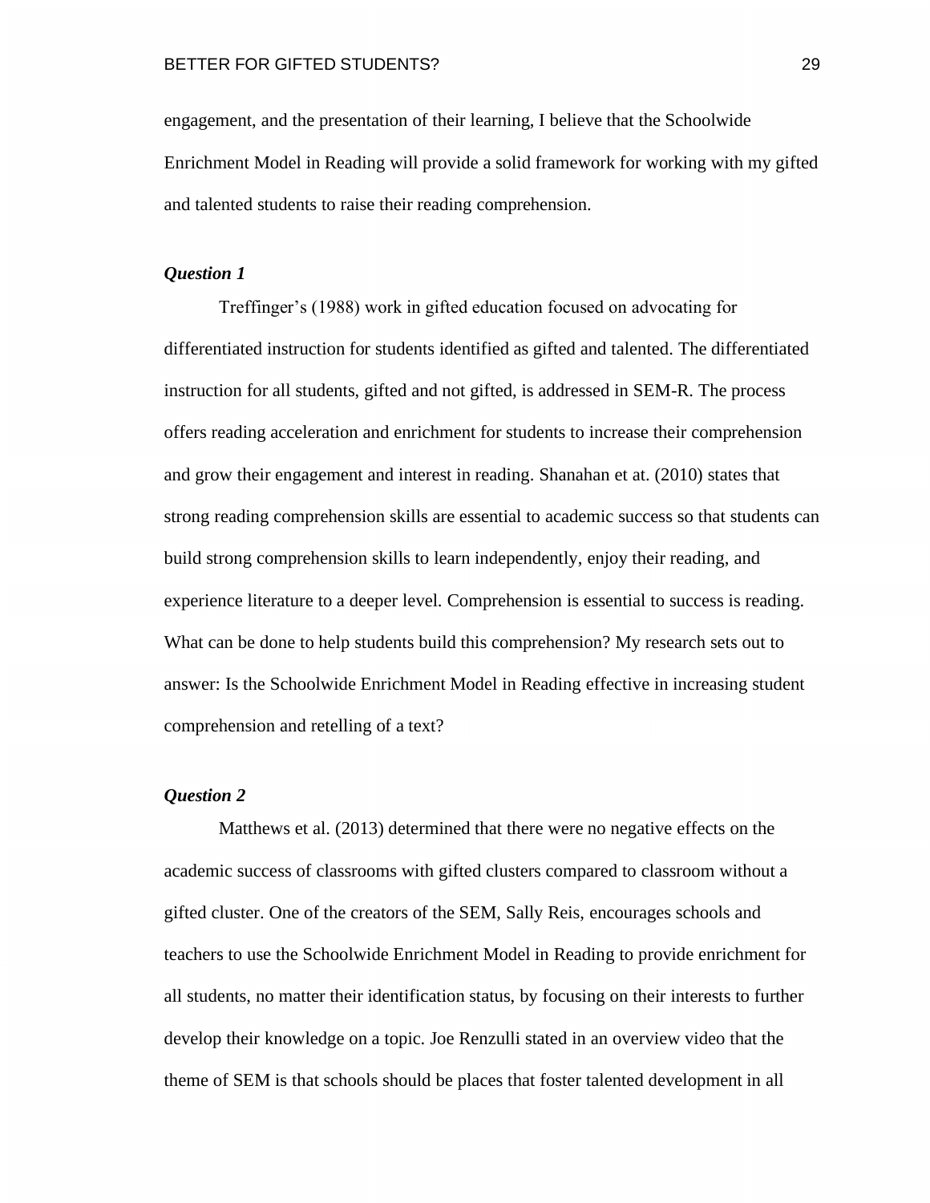engagement, and the presentation of their learning, I believe that the Schoolwide Enrichment Model in Reading will provide a solid framework for working with my gifted and talented students to raise their reading comprehension.

### *Question 1*

Treffinger's (1988) work in gifted education focused on advocating for differentiated instruction for students identified as gifted and talented. The differentiated instruction for all students, gifted and not gifted, is addressed in SEM-R. The process offers reading acceleration and enrichment for students to increase their comprehension and grow their engagement and interest in reading. Shanahan et at. (2010) states that strong reading comprehension skills are essential to academic success so that students can build strong comprehension skills to learn independently, enjoy their reading, and experience literature to a deeper level. Comprehension is essential to success is reading. What can be done to help students build this comprehension? My research sets out to answer: Is the Schoolwide Enrichment Model in Reading effective in increasing student comprehension and retelling of a text?

### *Question 2*

Matthews et al. (2013) determined that there were no negative effects on the academic success of classrooms with gifted clusters compared to classroom without a gifted cluster. One of the creators of the SEM, Sally Reis, encourages schools and teachers to use the Schoolwide Enrichment Model in Reading to provide enrichment for all students, no matter their identification status, by focusing on their interests to further develop their knowledge on a topic. Joe Renzulli stated in an overview video that the theme of SEM is that schools should be places that foster talented development in all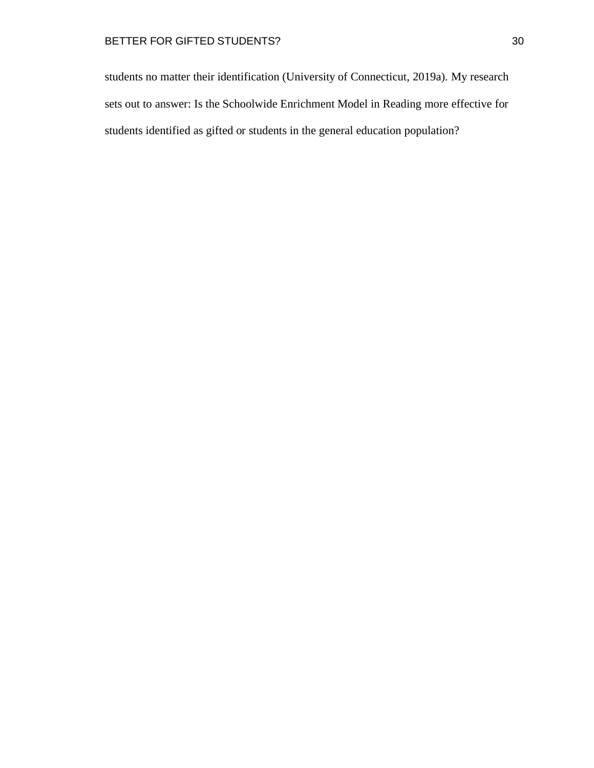students no matter their identification (University of Connecticut, 2019a). My research sets out to answer: Is the Schoolwide Enrichment Model in Reading more effective for students identified as gifted or students in the general education population?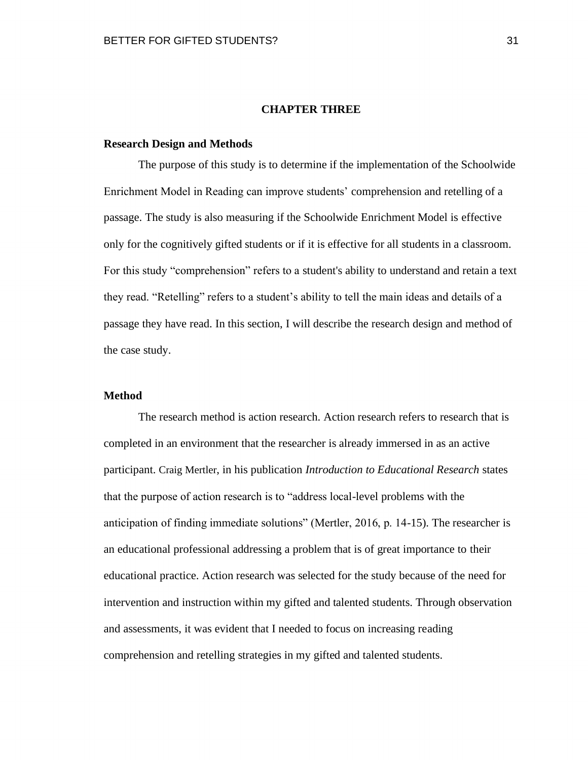# CHAPTER THREE

## Research Design and Methods

The purpose of this study is to determine if the implementation of the Schoolwide Enrichment Model in Reading can improve students' comprehension and retelling of a passage. The study is also measuring if the Schoolwide Enrichment Model is effective only for the cognitively gifted students or if it is effective for all students in a classroom. For this study "comprehension" refers to a student's ability to understand and retain a text they read. "Retelling" refers to a student's ability to tell the main ideas and details of a passage they have read. In this section, I will describe the research design and method of the case study.

## Method

The research method is action research. Action research refers to research that is completed in an environment that the researcher is already immersed in as an active participant. Craig Mertler, in his publication *Introduction to Educational Research* states that the purpose of action research is to "address local-level problems with the anticipation of finding immediate solutions" (Mertler, 2016, p. 14-15). The researcher is an educational professional addressing a problem that is of great importance to their educational practice. Action research was selected for the study because of the need for intervention and instruction within my gifted and talented students. Through observation and assessments, it was evident that I needed to focus on increasing reading comprehension and retelling strategies in my gifted and talented students.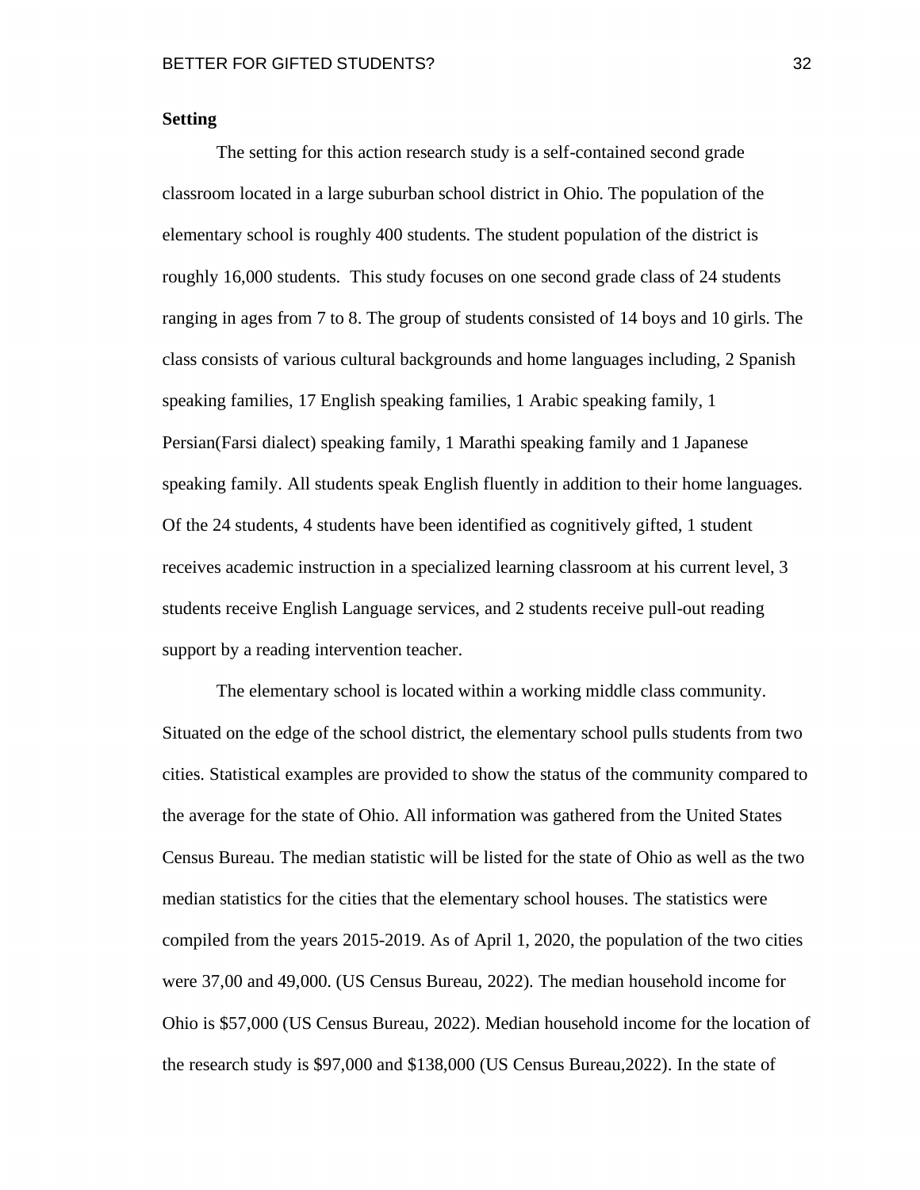**Setting**

The setting for this action research study is a self-contained second grade classroom located in a large suburban school district in Ohio. The population of the elementary school is roughly 400 students. The student population of the district is roughly 16,000 students.  This study focuses on one second grade class of 24 students ranging in ages from 7 to 8. The group of students consisted of 14 boys and 10 girls. The class consists of various cultural backgrounds and home languages including, 2 Spanish speaking families, 17 English speaking families, 1 Arabic speaking family, 1 Persian(Farsi dialect) speaking family, 1 Marathi speaking family and 1 Japanese speaking family. All students speak English fluently in addition to their home languages. Of the 24 students, 4 students have been identified as cognitively gifted, 1 student receives academic instruction in a specialized learning classroom at his current level, 3 students receive English Language services, and 2 students receive pull-out reading support by a reading intervention teacher.

The elementary school is located within a working middle class community. Situated on the edge of the school district, the elementary school pulls students from two cities. Statistical examples are provided to show the status of the community compared to the average for the state of Ohio. All information was gathered from the United States Census Bureau. The median statistic will be listed for the state of Ohio as well as the two median statistics for the cities that the elementary school houses. The statistics were compiled from the years 2015-2019. As of April 1, 2020, the population of the two cities were 37,00 and 49,000. (US Census Bureau, 2022). The median household income for Ohio is $57,000 (US Census Bureau, 2022). Median household income for the location of the research study is $97,000 and $138,000 (US Census Bureau,2022). In the state of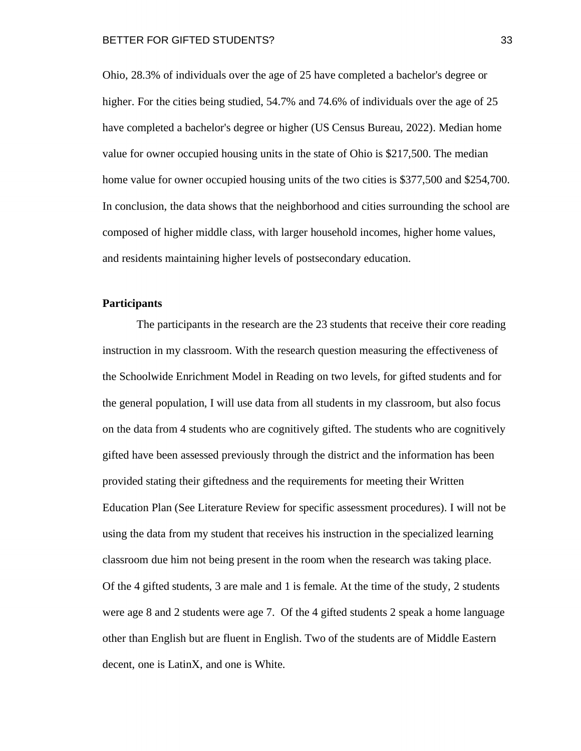Ohio, 28.3% of individuals over the age of 25 have completed a bachelor's degree or higher. For the cities being studied, 54.7% and 74.6% of individuals over the age of 25 have completed a bachelor's degree or higher (US Census Bureau, 2022). Median home value for owner occupied housing units in the state of Ohio is $217,500. The median home value for owner occupied housing units of the two cities is $377,500 and $254,700. In conclusion, the data shows that the neighborhood and cities surrounding the school are composed of higher middle class, with larger household incomes, higher home values, and residents maintaining higher levels of postsecondary education.

**Participants**

The participants in the research are the 23 students that receive their core reading instruction in my classroom. With the research question measuring the effectiveness of the Schoolwide Enrichment Model in Reading on two levels, for gifted students and for the general population, I will use data from all students in my classroom, but also focus on the data from 4 students who are cognitively gifted. The students who are cognitively gifted have been assessed previously through the district and the information has been provided stating their giftedness and the requirements for meeting their Written Education Plan (See Literature Review for specific assessment procedures). I will not be using the data from my student that receives his instruction in the specialized learning classroom due him not being present in the room when the research was taking place. Of the 4 gifted students, 3 are male and 1 is female. At the time of the study, 2 students were age 8 and 2 students were age 7. Of the 4 gifted students 2 speak a home language other than English but are fluent in English. Two of the students are of Middle Eastern decent, one is LatinX, and one is White.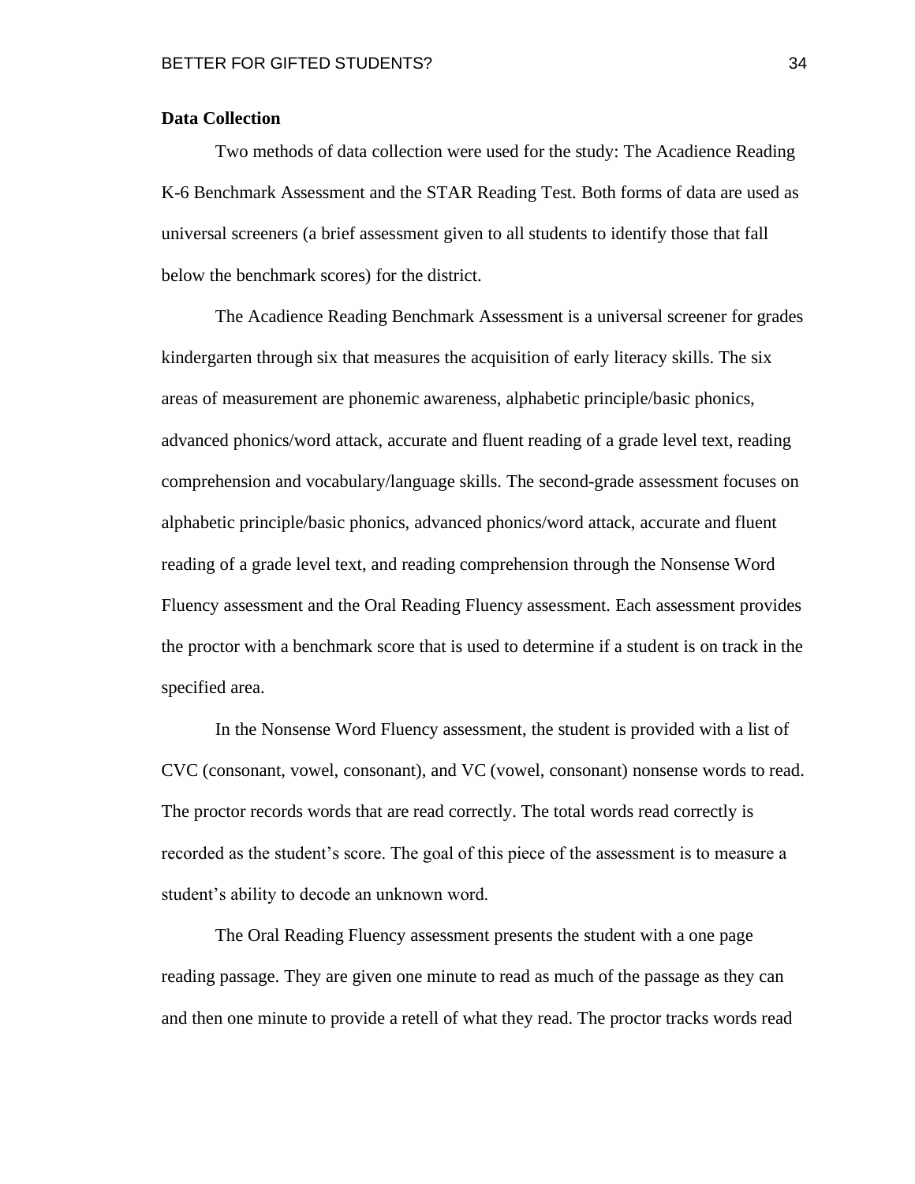**Data Collection**

Two methods of data collection were used for the study: The Acadience Reading K-6 Benchmark Assessment and the STAR Reading Test. Both forms of data are used as universal screeners (a brief assessment given to all students to identify those that fall below the benchmark scores) for the district.

The Acadience Reading Benchmark Assessment is a universal screener for grades kindergarten through six that measures the acquisition of early literacy skills. The six areas of measurement are phonemic awareness, alphabetic principle/basic phonics, advanced phonics/word attack, accurate and fluent reading of a grade level text, reading comprehension and vocabulary/language skills. The second-grade assessment focuses on alphabetic principle/basic phonics, advanced phonics/word attack, accurate and fluent reading of a grade level text, and reading comprehension through the Nonsense Word Fluency assessment and the Oral Reading Fluency assessment. Each assessment provides the proctor with a benchmark score that is used to determine if a student is on track in the specified area.

In the Nonsense Word Fluency assessment, the student is provided with a list of CVC (consonant, vowel, consonant), and VC (vowel, consonant) nonsense words to read. The proctor records words that are read correctly. The total words read correctly is recorded as the student's score. The goal of this piece of the assessment is to measure a student's ability to decode an unknown word.

The Oral Reading Fluency assessment presents the student with a one page reading passage. They are given one minute to read as much of the passage as they can and then one minute to provide a retell of what they read. The proctor tracks words read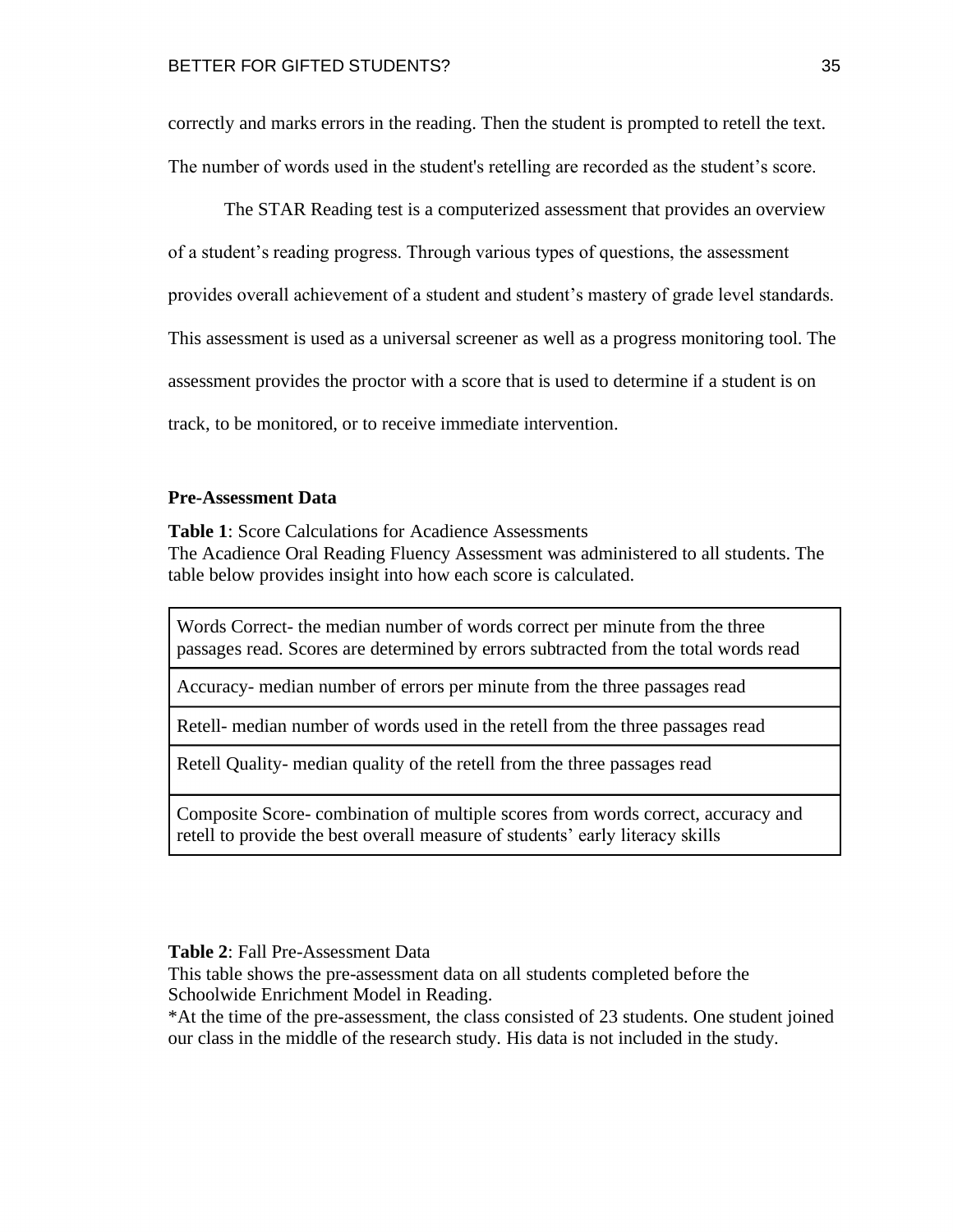correctly and marks errors in the reading. Then the student is prompted to retell the text. The number of words used in the student's retelling are recorded as the student's score.

The STAR Reading test is a computerized assessment that provides an overview of a student's reading progress. Through various types of questions, the assessment provides overall achievement of a student and student's mastery of grade level standards. This assessment is used as a universal screener as well as a progress monitoring tool. The assessment provides the proctor with a score that is used to determine if a student is on track, to be monitored, or to receive immediate intervention.

**Pre-Assessment Data**

**Table 1**: Score Calculations for Acadience Assessments
The Acadience Oral Reading Fluency Assessment was administered to all students. The table below provides insight into how each score is calculated.

| |
|---|
| Words Correct- the median number of words correct per minute from the three passages read. Scores are determined by errors subtracted from the total words read |
| Accuracy- median number of errors per minute from the three passages read |
| Retell- median number of words used in the retell from the three passages read |
| Retell Quality- median quality of the retell from the three passages read |
| Composite Score- combination of multiple scores from words correct, accuracy and retell to provide the best overall measure of students' early literacy skills |

**Table 2**: Fall Pre-Assessment Data
This table shows the pre-assessment data on all students completed before the Schoolwide Enrichment Model in Reading.
*At the time of the pre-assessment, the class consisted of 23 students. One student joined our class in the middle of the research study. His data is not included in the study.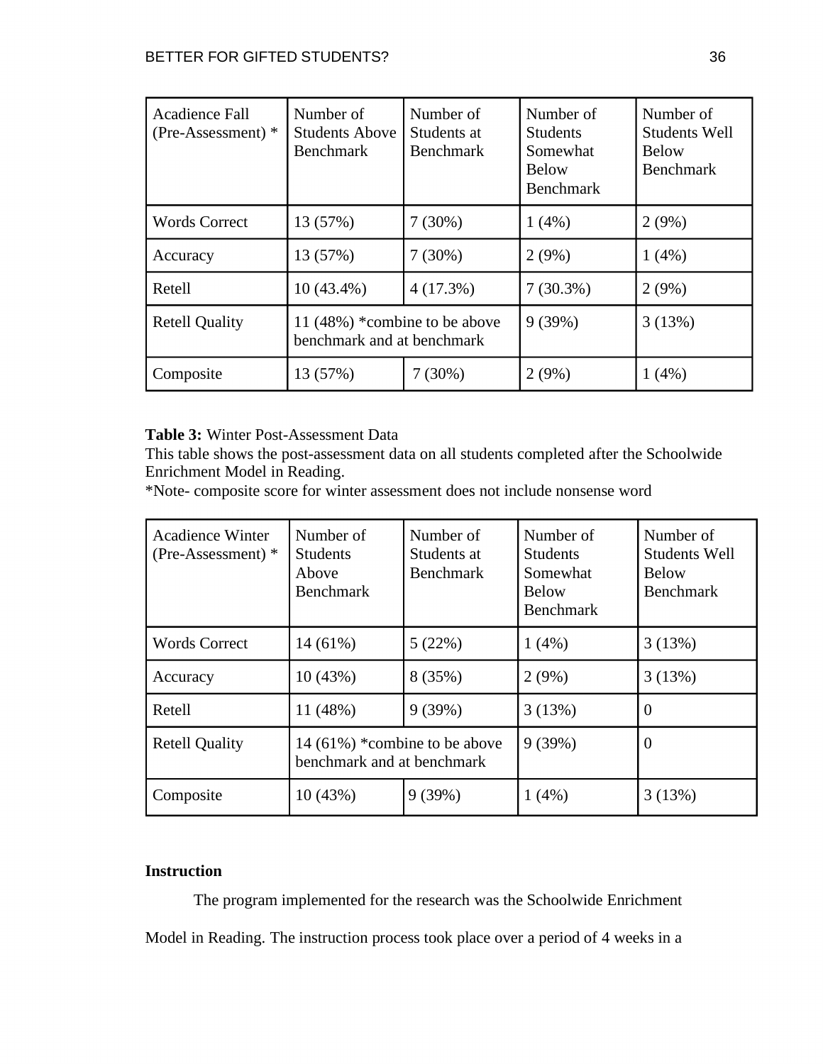| Acadience Fall (Pre-Assessment) * | Number of Students Above Benchmark | Number of Students at Benchmark | Number of Students Somewhat Below Benchmark | Number of Students Well Below Benchmark |
|---|---|---|---|---|
| Words Correct | 13 (57%) | 7 (30%) | 1 (4%) | 2 (9%) |
| Accuracy | 13 (57%) | 7 (30%) | 2 (9%) | 1 (4%) |
| Retell | 10 (43.4%) | 4 (17.3%) | 7 (30.3%) | 2 (9%) |
| Retell Quality | 11 (48%) *combine to be above benchmark and at benchmark | | 9 (39%) | 3 (13%) |
| Composite | 13 (57%) | 7 (30%) | 2 (9%) | 1 (4%) |

**Table 3:** Winter Post-Assessment Data
This table shows the post-assessment data on all students completed after the Schoolwide Enrichment Model in Reading.
*Note- composite score for winter assessment does not include nonsense word

| Acadience Winter (Pre-Assessment) * | Number of Students Above Benchmark | Number of Students at Benchmark | Number of Students Somewhat Below Benchmark | Number of Students Well Below Benchmark |
|---|---|---|---|---|
| Words Correct | 14 (61%) | 5 (22%) | 1 (4%) | 3 (13%) |
| Accuracy | 10 (43%) | 8 (35%) | 2 (9%) | 3 (13%) |
| Retell | 11 (48%) | 9 (39%) | 3 (13%) | 0 |
| Retell Quality | 14 (61%) *combine to be above benchmark and at benchmark | | 9 (39%) | 0 |
| Composite | 10 (43%) | 9 (39%) | 1 (4%) | 3 (13%) |

### Instruction

The program implemented for the research was the Schoolwide Enrichment Model in Reading. The instruction process took place over a period of 4 weeks in a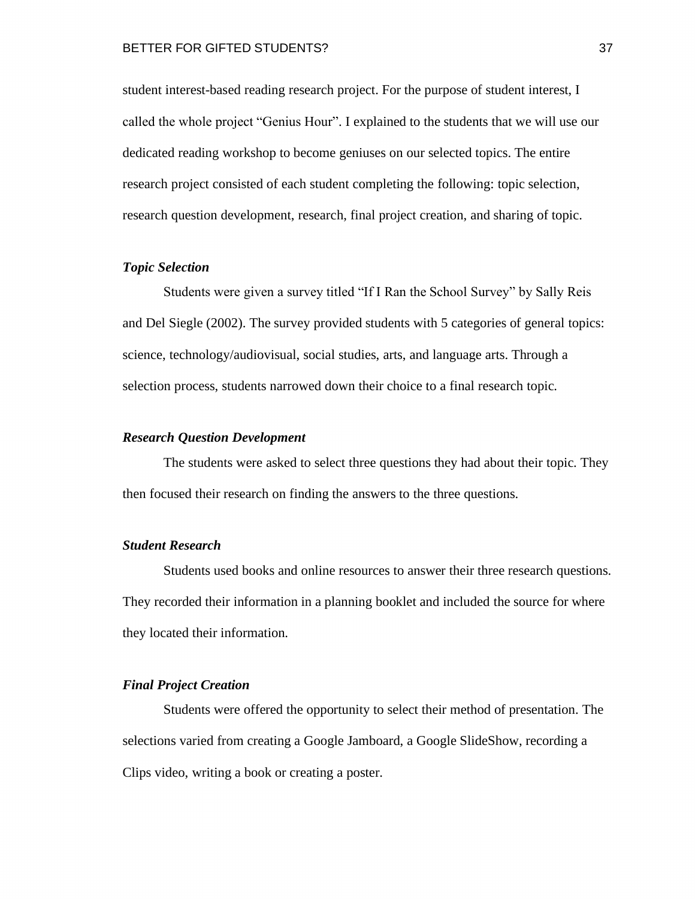student interest-based reading research project. For the purpose of student interest, I called the whole project “Genius Hour”. I explained to the students that we will use our dedicated reading workshop to become geniuses on our selected topics. The entire research project consisted of each student completing the following: topic selection, research question development, research, final project creation, and sharing of topic.

### *Topic Selection*

Students were given a survey titled “If I Ran the School Survey” by Sally Reis and Del Siegle (2002). The survey provided students with 5 categories of general topics: science, technology/audiovisual, social studies, arts, and language arts. Through a selection process, students narrowed down their choice to a final research topic.

### *Research Question Development*

The students were asked to select three questions they had about their topic. They then focused their research on finding the answers to the three questions.

### *Student Research*

Students used books and online resources to answer their three research questions. They recorded their information in a planning booklet and included the source for where they located their information.

### *Final Project Creation*

Students were offered the opportunity to select their method of presentation. The selections varied from creating a Google Jamboard, a Google SlideShow, recording a Clips video, writing a book or creating a poster.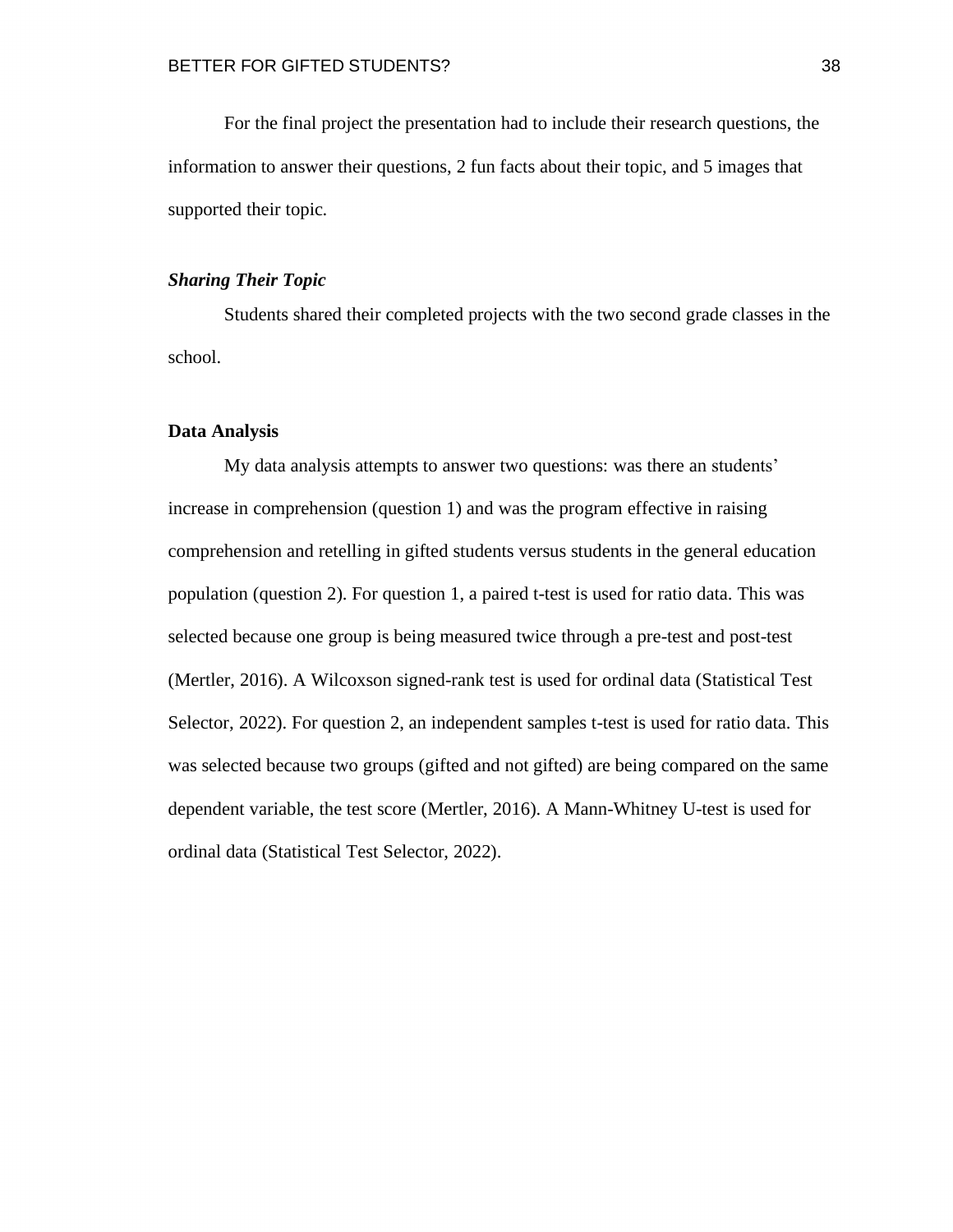For the final project the presentation had to include their research questions, the information to answer their questions, 2 fun facts about their topic, and 5 images that supported their topic.

### *Sharing Their Topic*

Students shared their completed projects with the two second grade classes in the school.

## Data Analysis

My data analysis attempts to answer two questions: was there an students' increase in comprehension (question 1) and was the program effective in raising comprehension and retelling in gifted students versus students in the general education population (question 2). For question 1, a paired t-test is used for ratio data. This was selected because one group is being measured twice through a pre-test and post-test (Mertler, 2016). A Wilcoxson signed-rank test is used for ordinal data (Statistical Test Selector, 2022). For question 2, an independent samples t-test is used for ratio data. This was selected because two groups (gifted and not gifted) are being compared on the same dependent variable, the test score (Mertler, 2016). A Mann-Whitney U-test is used for ordinal data (Statistical Test Selector, 2022).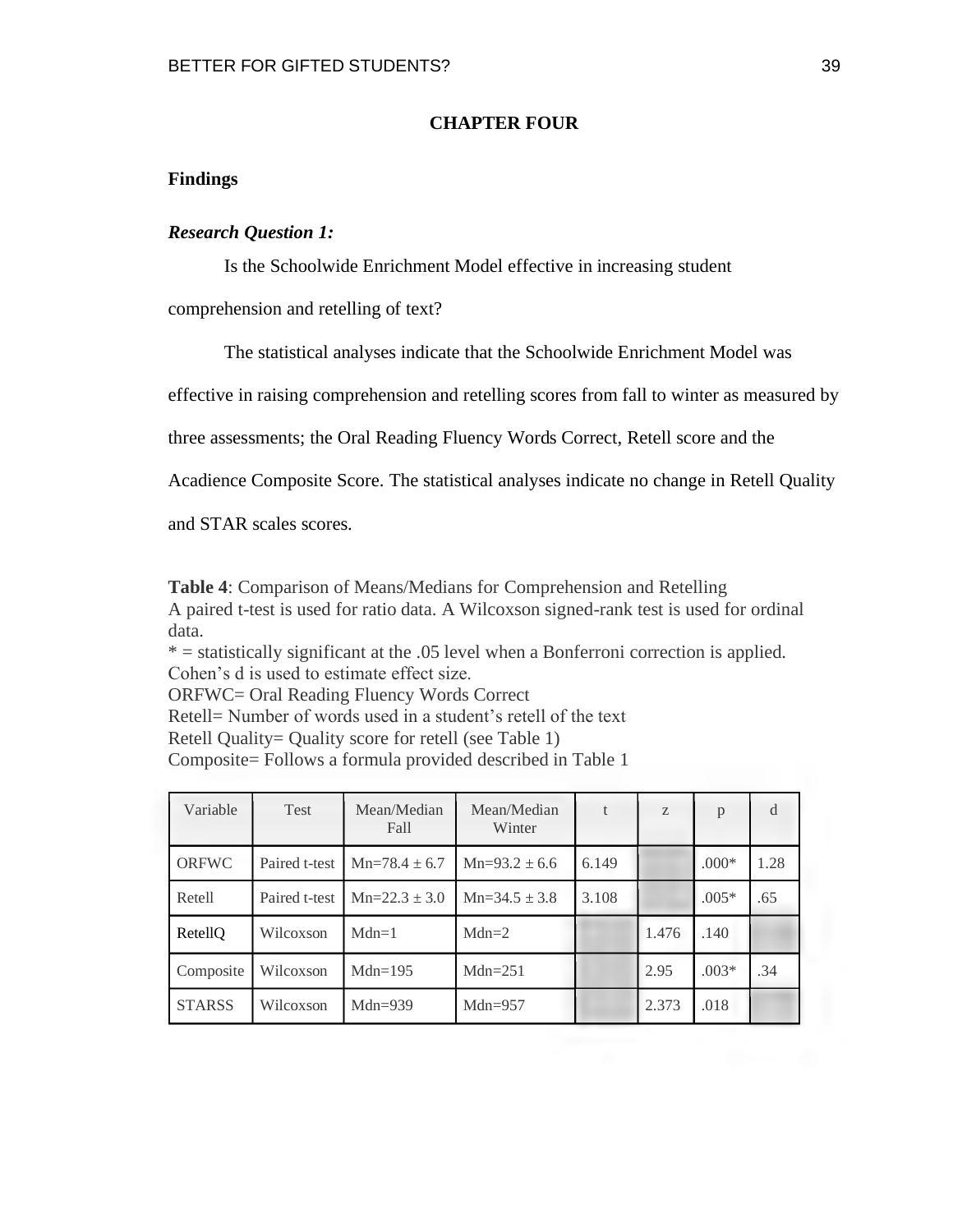# CHAPTER FOUR

## Findings

### *Research Question 1:*

Is the Schoolwide Enrichment Model effective in increasing student comprehension and retelling of text?

The statistical analyses indicate that the Schoolwide Enrichment Model was effective in raising comprehension and retelling scores from fall to winter as measured by three assessments; the Oral Reading Fluency Words Correct, Retell score and the Acadience Composite Score. The statistical analyses indicate no change in Retell Quality and STAR scales scores.

**Table 4**: Comparison of Means/Medians for Comprehension and Retelling
A paired t-test is used for ratio data. A Wilcoxson signed-rank test is used for ordinal data.
* = statistically significant at the .05 level when a Bonferroni correction is applied.
Cohen's d is used to estimate effect size.
ORFWC= Oral Reading Fluency Words Correct
Retell= Number of words used in a student's retell of the text
Retell Quality= Quality score for retell (see Table 1)
Composite= Follows a formula provided described in Table 1

| Variable | Test | Mean/Median Fall | Mean/Median Winter | t | z | p | d |
|---|---|---|---|---|---|---|---|
| ORFWC | Paired t-test | Mn=78.4 ± 6.7 | Mn=93.2 ± 6.6 | 6.149 | | .000* | 1.28 |
| Retell | Paired t-test | Mn=22.3 ± 3.0 | Mn=34.5 ± 3.8 | 3.108 | | .005* | .65 |
| RetellQ | Wilcoxson | Mdn=1 | Mdn=2 | | 1.476 | .140 | |
| Composite | Wilcoxson | Mdn=195 | Mdn=251 | | 2.95 | .003* | .34 |
| STARSS | Wilcoxson | Mdn=939 | Mdn=957 | | 2.373 | .018 | |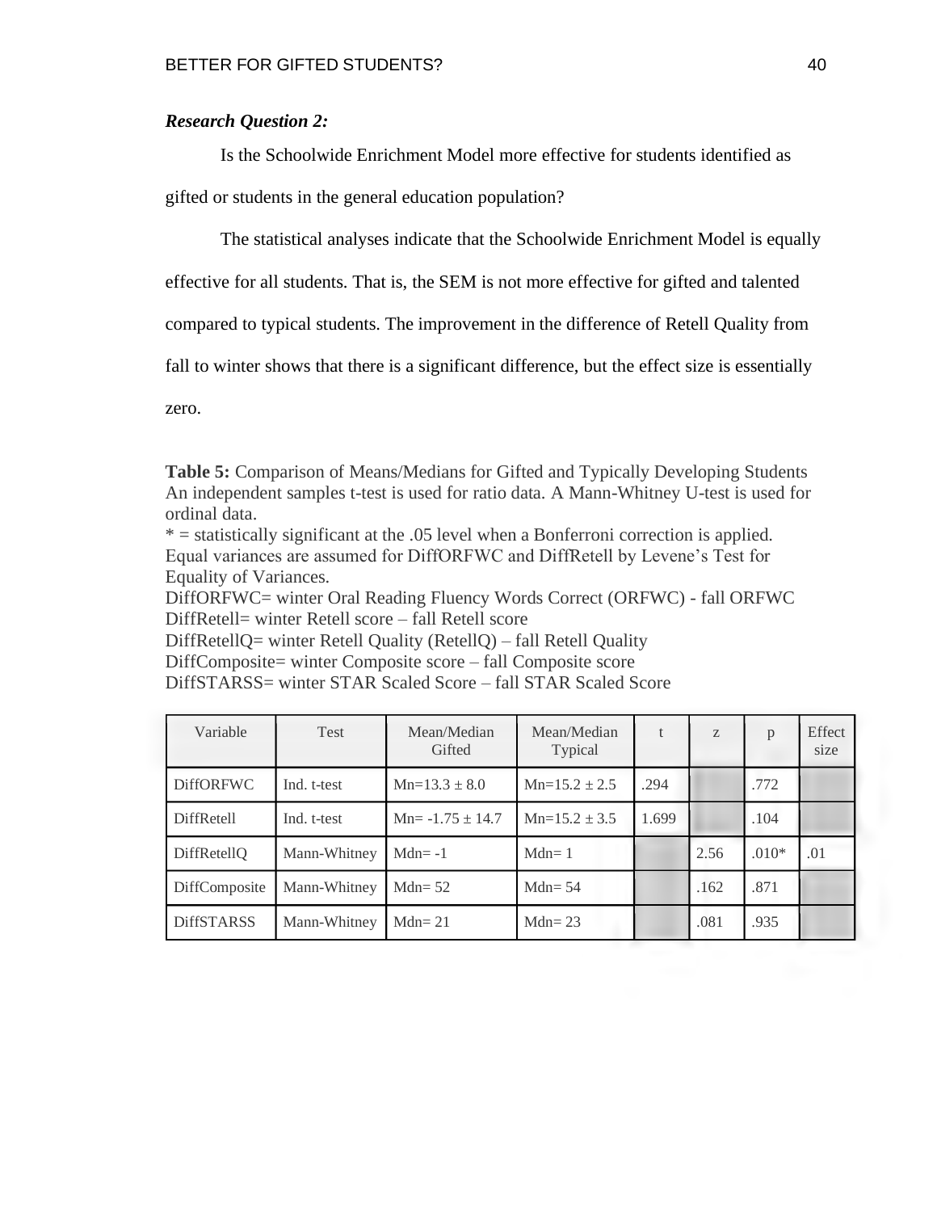***Research Question 2:***

Is the Schoolwide Enrichment Model more effective for students identified as gifted or students in the general education population?

The statistical analyses indicate that the Schoolwide Enrichment Model is equally effective for all students. That is, the SEM is not more effective for gifted and talented compared to typical students. The improvement in the difference of Retell Quality from fall to winter shows that there is a significant difference, but the effect size is essentially zero.

**Table 5:** Comparison of Means/Medians for Gifted and Typically Developing Students
An independent samples t-test is used for ratio data. A Mann-Whitney U-test is used for ordinal data.
* = statistically significant at the .05 level when a Bonferroni correction is applied.
Equal variances are assumed for DiffORFWC and DiffRetell by Levene's Test for Equality of Variances.
DiffORFWC= winter Oral Reading Fluency Words Correct (ORFWC) - fall ORFWC
DiffRetell= winter Retell score – fall Retell score
DiffRetellQ= winter Retell Quality (RetellQ) – fall Retell Quality
DiffComposite= winter Composite score – fall Composite score
DiffSTARSS= winter STAR Scaled Score – fall STAR Scaled Score

| Variable | Test | Mean/Median Gifted | Mean/Median Typical | t | z | p | Effect size |
|---|---|---|---|---|---|---|---|
| DiffORFWC | Ind. t-test | Mn=13.3 ± 8.0 | Mn=15.2 ± 2.5 | .294 | | .772 | |
| DiffRetell | Ind. t-test | Mn= -1.75 ± 14.7 | Mn=15.2 ± 3.5 | 1.699 | | .104 | |
| DiffRetellQ | Mann-Whitney | Mdn= -1 | Mdn= 1 | | 2.56 | .010* | .01 |
| DiffComposite | Mann-Whitney | Mdn= 52 | Mdn= 54 | | .162 | .871 | |
| DiffSTARSS | Mann-Whitney | Mdn= 21 | Mdn= 23 | | .081 | .935 | |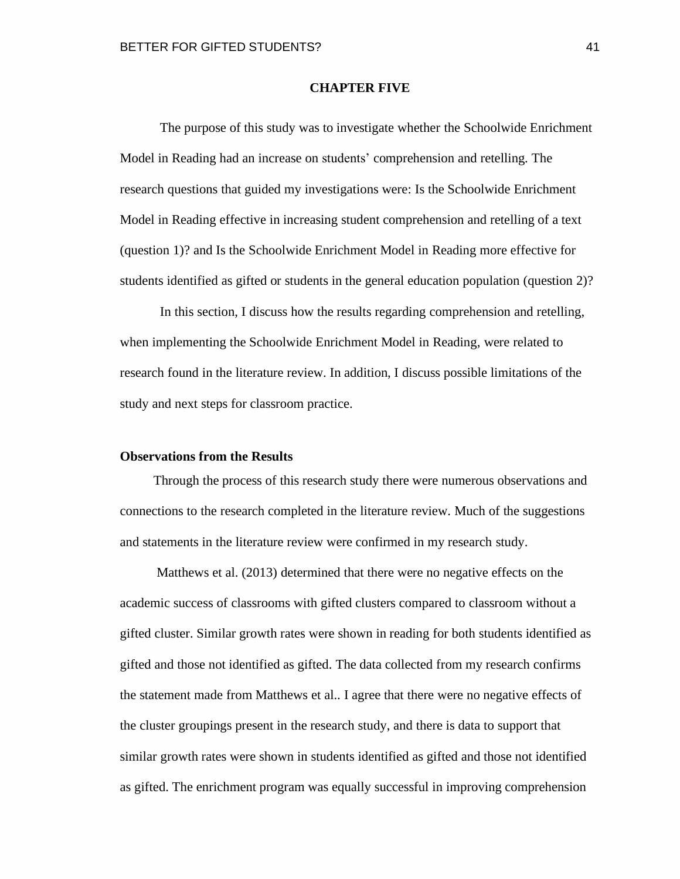# CHAPTER FIVE

The purpose of this study was to investigate whether the Schoolwide Enrichment Model in Reading had an increase on students' comprehension and retelling. The research questions that guided my investigations were: Is the Schoolwide Enrichment Model in Reading effective in increasing student comprehension and retelling of a text (question 1)? and Is the Schoolwide Enrichment Model in Reading more effective for students identified as gifted or students in the general education population (question 2)?

In this section, I discuss how the results regarding comprehension and retelling, when implementing the Schoolwide Enrichment Model in Reading, were related to research found in the literature review. In addition, I discuss possible limitations of the study and next steps for classroom practice.

## Observations from the Results

Through the process of this research study there were numerous observations and connections to the research completed in the literature review. Much of the suggestions and statements in the literature review were confirmed in my research study.

Matthews et al. (2013) determined that there were no negative effects on the academic success of classrooms with gifted clusters compared to classroom without a gifted cluster. Similar growth rates were shown in reading for both students identified as gifted and those not identified as gifted. The data collected from my research confirms the statement made from Matthews et al.. I agree that there were no negative effects of the cluster groupings present in the research study, and there is data to support that similar growth rates were shown in students identified as gifted and those not identified as gifted. The enrichment program was equally successful in improving comprehension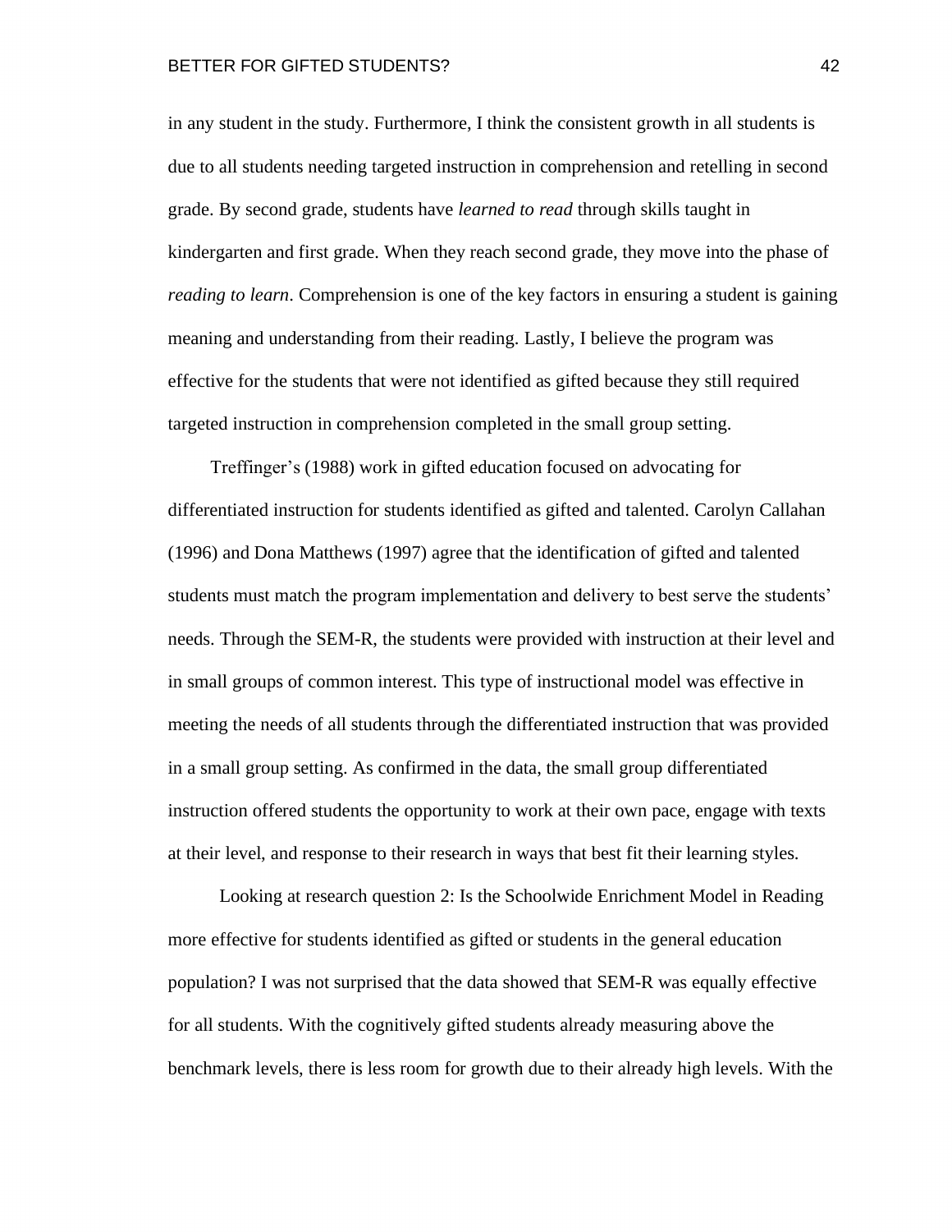in any student in the study. Furthermore, I think the consistent growth in all students is due to all students needing targeted instruction in comprehension and retelling in second grade. By second grade, students have *learned to read* through skills taught in kindergarten and first grade. When they reach second grade, they move into the phase of *reading to learn*. Comprehension is one of the key factors in ensuring a student is gaining meaning and understanding from their reading. Lastly, I believe the program was effective for the students that were not identified as gifted because they still required targeted instruction in comprehension completed in the small group setting.

Treffinger's (1988) work in gifted education focused on advocating for differentiated instruction for students identified as gifted and talented. Carolyn Callahan (1996) and Dona Matthews (1997) agree that the identification of gifted and talented students must match the program implementation and delivery to best serve the students' needs. Through the SEM-R, the students were provided with instruction at their level and in small groups of common interest. This type of instructional model was effective in meeting the needs of all students through the differentiated instruction that was provided in a small group setting. As confirmed in the data, the small group differentiated instruction offered students the opportunity to work at their own pace, engage with texts at their level, and response to their research in ways that best fit their learning styles.

Looking at research question 2: Is the Schoolwide Enrichment Model in Reading more effective for students identified as gifted or students in the general education population? I was not surprised that the data showed that SEM-R was equally effective for all students. With the cognitively gifted students already measuring above the benchmark levels, there is less room for growth due to their already high levels. With the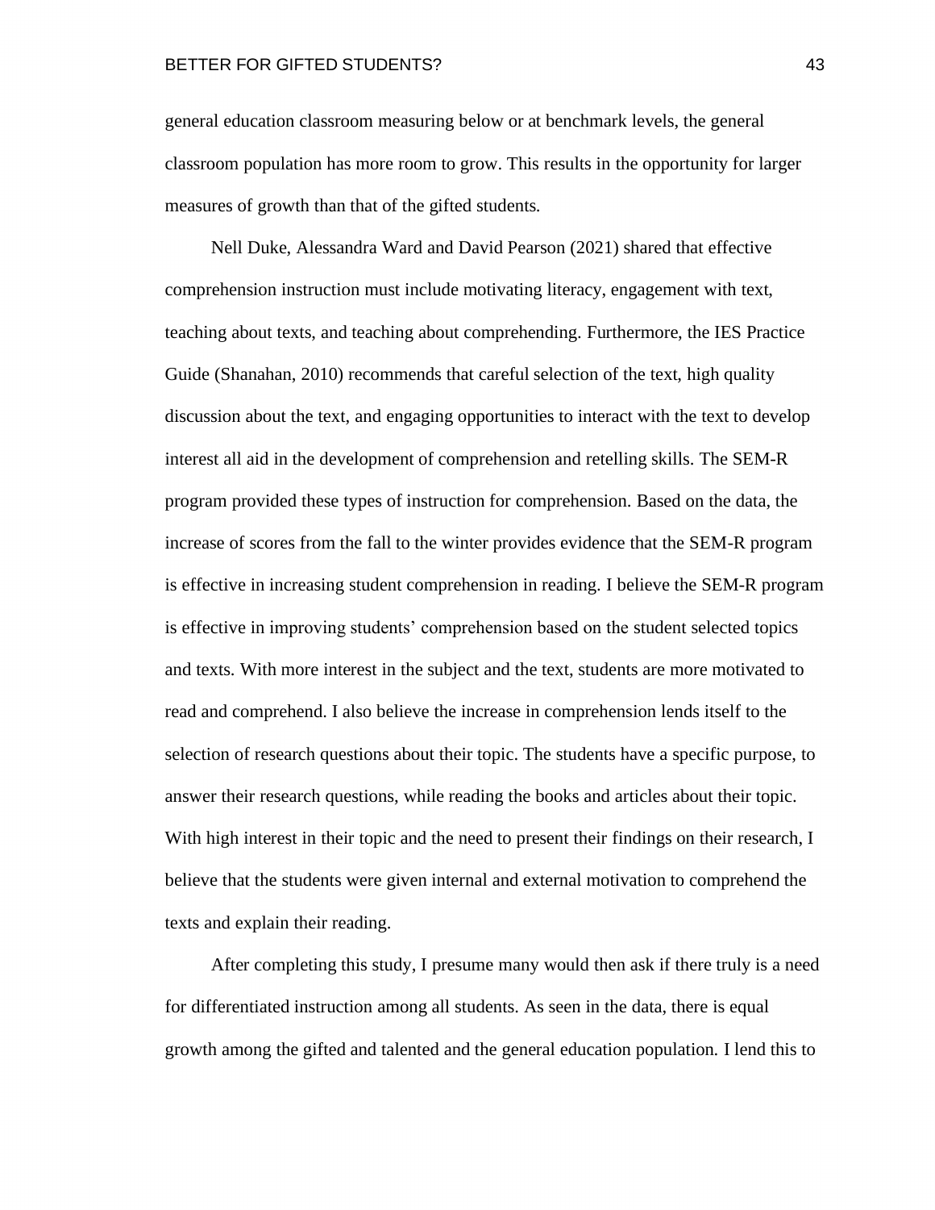general education classroom measuring below or at benchmark levels, the general classroom population has more room to grow. This results in the opportunity for larger measures of growth than that of the gifted students.

Nell Duke, Alessandra Ward and David Pearson (2021) shared that effective comprehension instruction must include motivating literacy, engagement with text, teaching about texts, and teaching about comprehending. Furthermore, the IES Practice Guide (Shanahan, 2010) recommends that careful selection of the text, high quality discussion about the text, and engaging opportunities to interact with the text to develop interest all aid in the development of comprehension and retelling skills. The SEM-R program provided these types of instruction for comprehension. Based on the data, the increase of scores from the fall to the winter provides evidence that the SEM-R program is effective in increasing student comprehension in reading. I believe the SEM-R program is effective in improving students' comprehension based on the student selected topics and texts. With more interest in the subject and the text, students are more motivated to read and comprehend. I also believe the increase in comprehension lends itself to the selection of research questions about their topic. The students have a specific purpose, to answer their research questions, while reading the books and articles about their topic. With high interest in their topic and the need to present their findings on their research, I believe that the students were given internal and external motivation to comprehend the texts and explain their reading.

After completing this study, I presume many would then ask if there truly is a need for differentiated instruction among all students. As seen in the data, there is equal growth among the gifted and talented and the general education population. I lend this to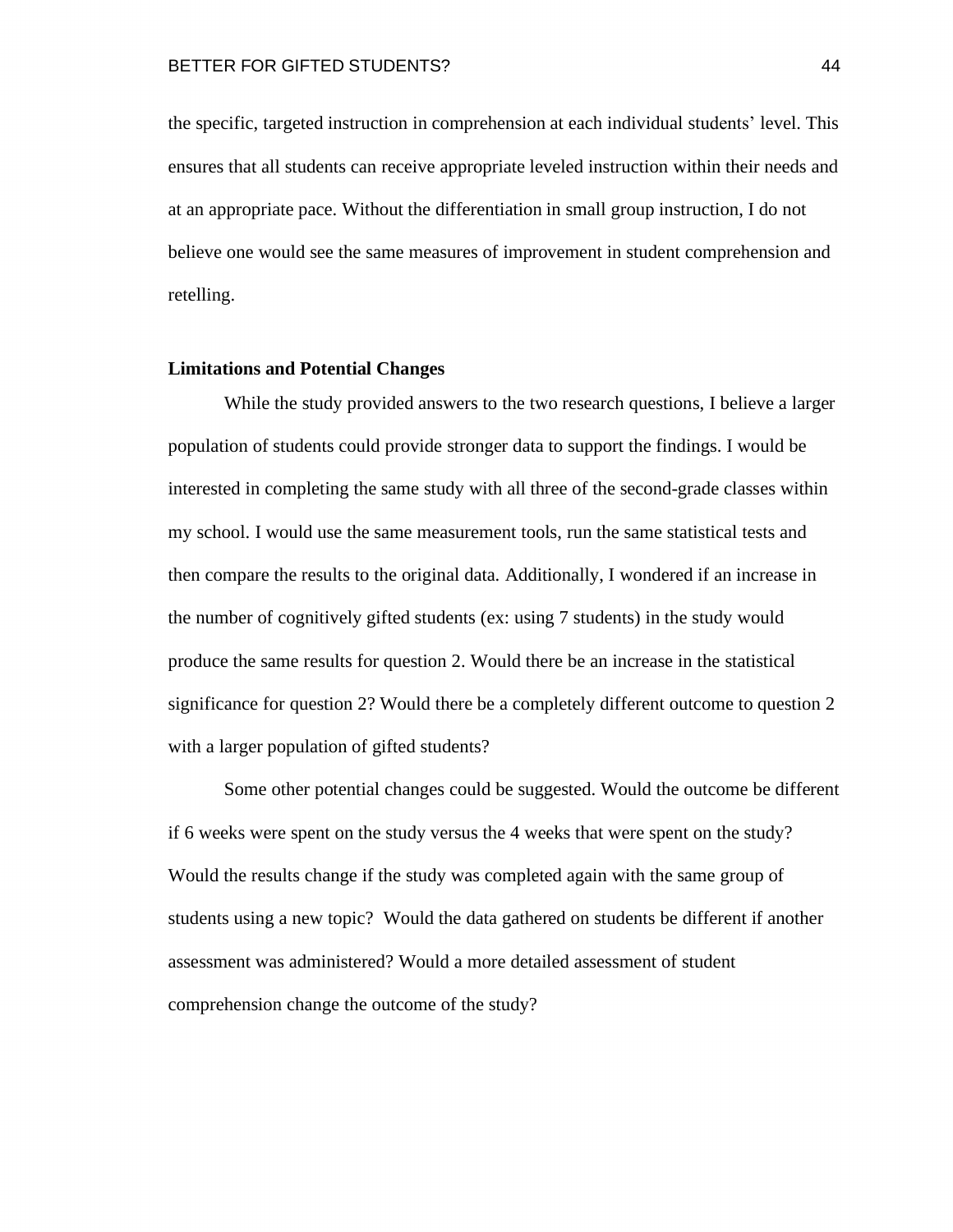the specific, targeted instruction in comprehension at each individual students' level. This ensures that all students can receive appropriate leveled instruction within their needs and at an appropriate pace. Without the differentiation in small group instruction, I do not believe one would see the same measures of improvement in student comprehension and retelling.

**Limitations and Potential Changes**

While the study provided answers to the two research questions, I believe a larger population of students could provide stronger data to support the findings. I would be interested in completing the same study with all three of the second-grade classes within my school. I would use the same measurement tools, run the same statistical tests and then compare the results to the original data. Additionally, I wondered if an increase in the number of cognitively gifted students (ex: using 7 students) in the study would produce the same results for question 2. Would there be an increase in the statistical significance for question 2? Would there be a completely different outcome to question 2 with a larger population of gifted students?

Some other potential changes could be suggested. Would the outcome be different if 6 weeks were spent on the study versus the 4 weeks that were spent on the study? Would the results change if the study was completed again with the same group of students using a new topic? Would the data gathered on students be different if another assessment was administered? Would a more detailed assessment of student comprehension change the outcome of the study?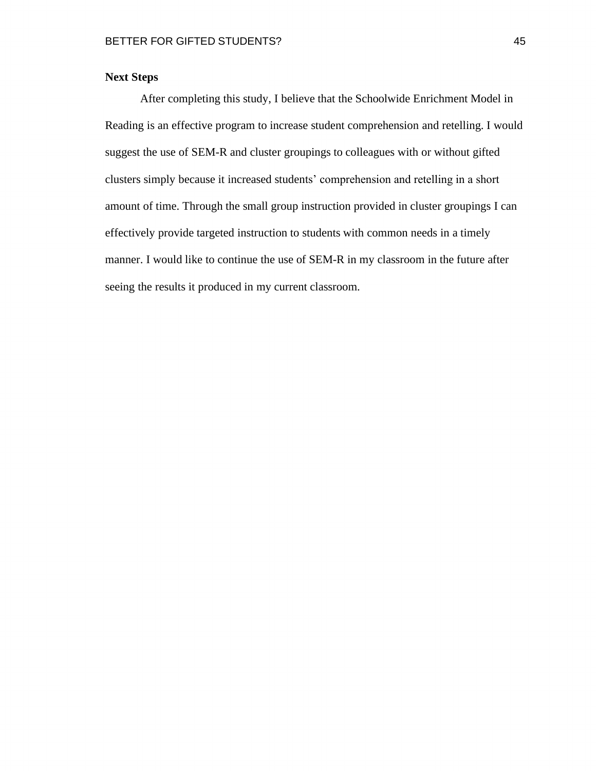**Next Steps**

After completing this study, I believe that the Schoolwide Enrichment Model in Reading is an effective program to increase student comprehension and retelling. I would suggest the use of SEM-R and cluster groupings to colleagues with or without gifted clusters simply because it increased students' comprehension and retelling in a short amount of time. Through the small group instruction provided in cluster groupings I can effectively provide targeted instruction to students with common needs in a timely manner. I would like to continue the use of SEM-R in my classroom in the future after seeing the results it produced in my current classroom.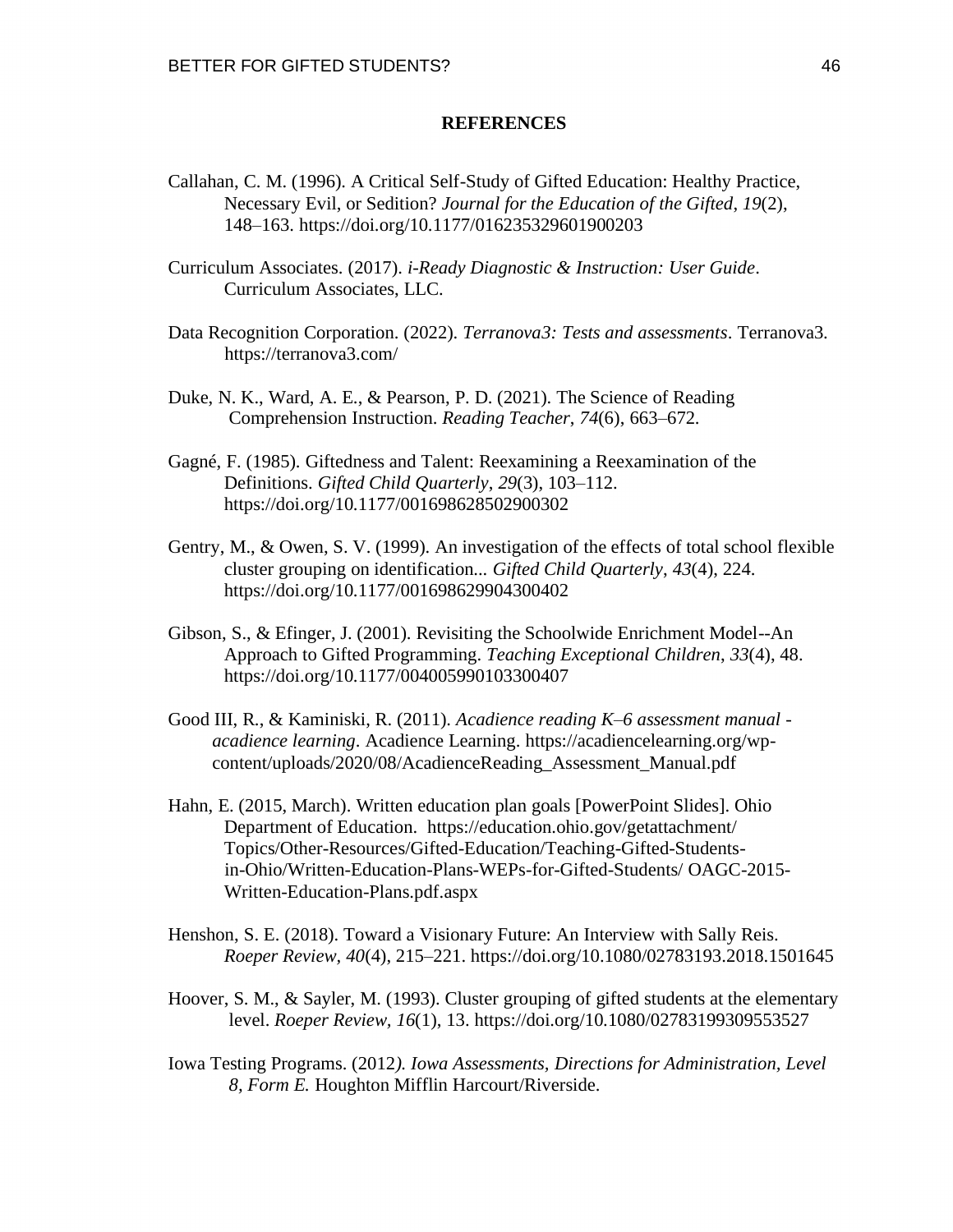**REFERENCES**

Callahan, C. M. (1996). A Critical Self-Study of Gifted Education: Healthy Practice, Necessary Evil, or Sedition? *Journal for the Education of the Gifted*, *19*(2), 148–163. https://doi.org/10.1177/016235329601900203

Curriculum Associates. (2017). *i-Ready Diagnostic & Instruction: User Guide*. Curriculum Associates, LLC.

Data Recognition Corporation. (2022). *Terranova3: Tests and assessments*. Terranova3. https://terranova3.com/

Duke, N. K., Ward, A. E., & Pearson, P. D. (2021). The Science of Reading Comprehension Instruction. *Reading Teacher*, *74*(6), 663–672.

Gagné, F. (1985). Giftedness and Talent: Reexamining a Reexamination of the Definitions. *Gifted Child Quarterly*, *29*(3), 103–112. https://doi.org/10.1177/001698628502900302

Gentry, M., & Owen, S. V. (1999). An investigation of the effects of total school flexible cluster grouping on identification... *Gifted Child Quarterly*, *43*(4), 224. https://doi.org/10.1177/001698629904300402

Gibson, S., & Efinger, J. (2001). Revisiting the Schoolwide Enrichment Model--An Approach to Gifted Programming. *Teaching Exceptional Children*, *33*(4), 48. https://doi.org/10.1177/004005990103300407

Good III, R., & Kaminiski, R. (2011). *Acadience reading K–6 assessment manual - acadience learning*. Acadience Learning. https://acadiencelearning.org/wp-content/uploads/2020/08/AcadienceReading_Assessment_Manual.pdf

Hahn, E. (2015, March). Written education plan goals [PowerPoint Slides]. Ohio Department of Education. https://education.ohio.gov/getattachment/Topics/Other-Resources/Gifted-Education/Teaching-Gifted-Students-in-Ohio/Written-Education-Plans-WEPs-for-Gifted-Students/ OAGC-2015-Written-Education-Plans.pdf.aspx

Henshon, S. E. (2018). Toward a Visionary Future: An Interview with Sally Reis. *Roeper Review*, *40*(4), 215–221. https://doi.org/10.1080/02783193.2018.1501645

Hoover, S. M., & Sayler, M. (1993). Cluster grouping of gifted students at the elementary level. *Roeper Review*, *16*(1), 13. https://doi.org/10.1080/02783199309553527

Iowa Testing Programs. (2012*). Iowa Assessments, Directions for Administration, Level 8, Form E.* Houghton Mifflin Harcourt/Riverside.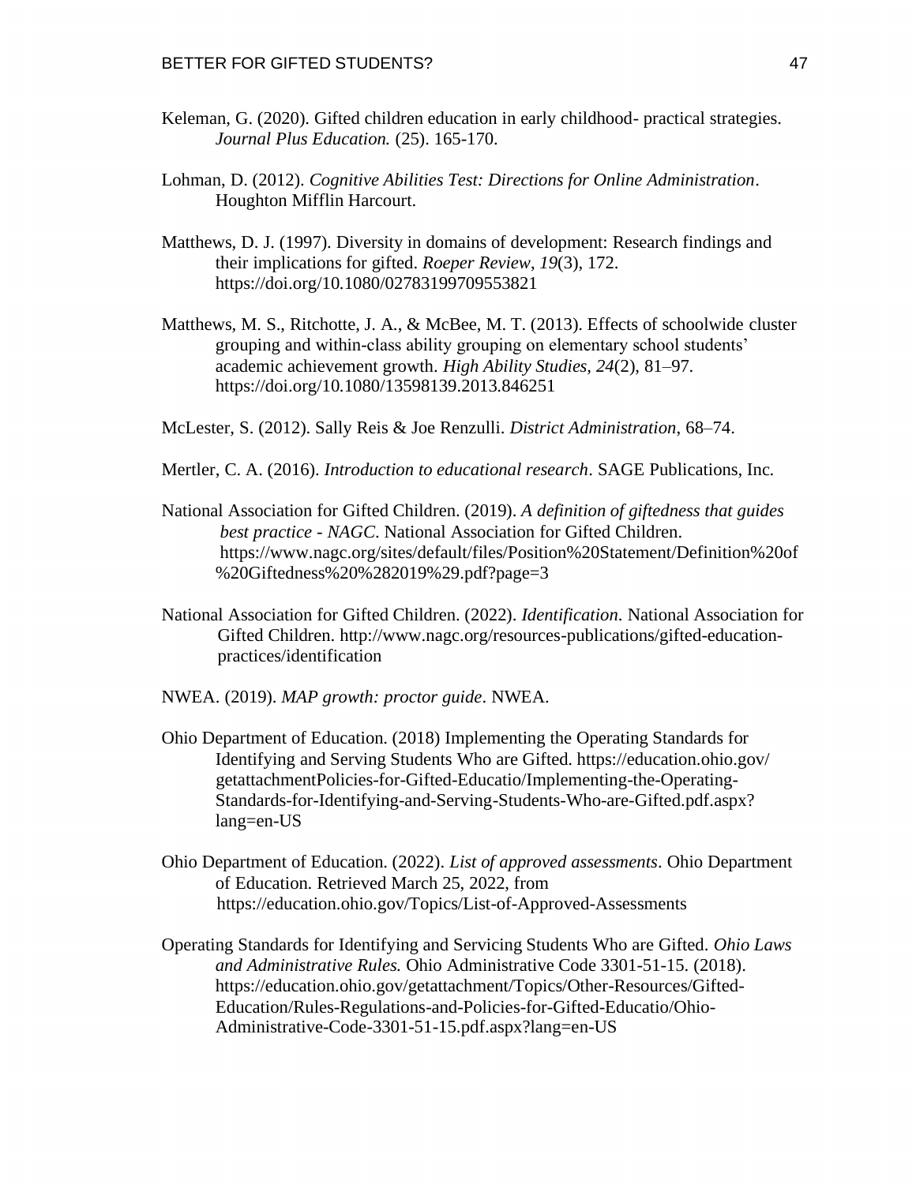Keleman, G. (2020). Gifted children education in early childhood- practical strategies. *Journal Plus Education.* (25). 165-170.

Lohman, D. (2012). *Cognitive Abilities Test: Directions for Online Administration*. Houghton Mifflin Harcourt.

Matthews, D. J. (1997). Diversity in domains of development: Research findings and their implications for gifted. *Roeper Review*, *19*(3), 172. https://doi.org/10.1080/02783199709553821

Matthews, M. S., Ritchotte, J. A., & McBee, M. T. (2013). Effects of schoolwide cluster grouping and within-class ability grouping on elementary school students' academic achievement growth. *High Ability Studies*, *24*(2), 81–97. https://doi.org/10.1080/13598139.2013.846251

McLester, S. (2012). Sally Reis & Joe Renzulli. *District Administration*, 68–74.

Mertler, C. A. (2016). *Introduction to educational research*. SAGE Publications, Inc.

National Association for Gifted Children. (2019). *A definition of giftedness that guides best practice - NAGC*. National Association for Gifted Children. https://www.nagc.org/sites/default/files/Position%20Statement/Definition%20of%20Giftedness%20%282019%29.pdf?page=3

National Association for Gifted Children. (2022). *Identification*. National Association for Gifted Children. http://www.nagc.org/resources-publications/gifted-education-practices/identification

NWEA. (2019). *MAP growth: proctor guide*. NWEA.

Ohio Department of Education. (2018) Implementing the Operating Standards for Identifying and Serving Students Who are Gifted. https://education.ohio.gov/getattachmentPolicies-for-Gifted-Educatio/Implementing-the-Operating-Standards-for-Identifying-and-Serving-Students-Who-are-Gifted.pdf.aspx?lang=en-US

Ohio Department of Education. (2022). *List of approved assessments*. Ohio Department of Education. Retrieved March 25, 2022, from https://education.ohio.gov/Topics/List-of-Approved-Assessments

Operating Standards for Identifying and Servicing Students Who are Gifted. *Ohio Laws and Administrative Rules.* Ohio Administrative Code 3301-51-15. (2018). https://education.ohio.gov/getattachment/Topics/Other-Resources/Gifted-Education/Rules-Regulations-and-Policies-for-Gifted-Educatio/Ohio-Administrative-Code-3301-51-15.pdf.aspx?lang=en-US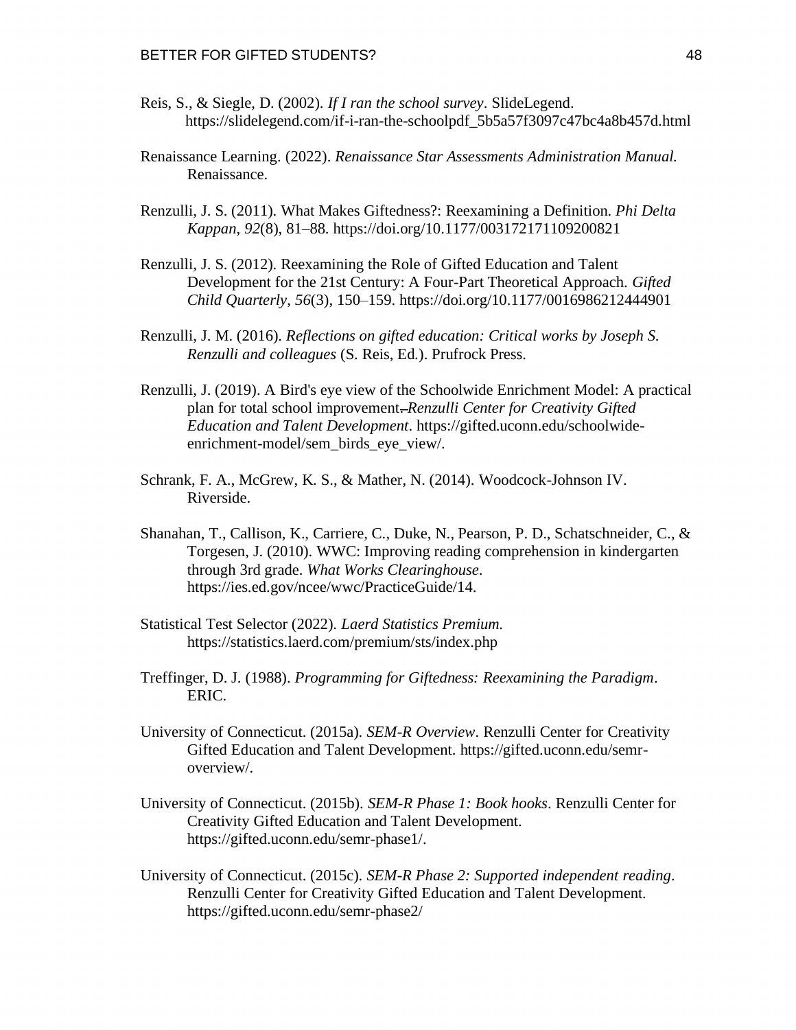Reis, S., & Siegle, D. (2002). *If I ran the school survey*. SlideLegend. https://slidelegend.com/if-i-ran-the-schoolpdf_5b5a57f3097c47bc4a8b457d.html

Renaissance Learning. (2022). *Renaissance Star Assessments Administration Manual.* Renaissance.

Renzulli, J. S. (2011). What Makes Giftedness?: Reexamining a Definition. *Phi Delta Kappan*, *92*(8), 81–88. https://doi.org/10.1177/003172171109200821

Renzulli, J. S. (2012). Reexamining the Role of Gifted Education and Talent Development for the 21st Century: A Four-Part Theoretical Approach. *Gifted Child Quarterly*, *56*(3), 150–159. https://doi.org/10.1177/0016986212444901

Renzulli, J. M. (2016). *Reflections on gifted education: Critical works by Joseph S. Renzulli and colleagues* (S. Reis, Ed.). Prufrock Press.

Renzulli, J. (2019). A Bird's eye view of the Schoolwide Enrichment Model: A practical plan for total school improvement. *Renzulli Center for Creativity Gifted Education and Talent Development*. https://gifted.uconn.edu/schoolwide-enrichment-model/sem_birds_eye_view/.

Schrank, F. A., McGrew, K. S., & Mather, N. (2014). Woodcock-Johnson IV. Riverside.

Shanahan, T., Callison, K., Carriere, C., Duke, N., Pearson, P. D., Schatschneider, C., & Torgesen, J. (2010). WWC: Improving reading comprehension in kindergarten through 3rd grade. *What Works Clearinghouse*. https://ies.ed.gov/ncee/wwc/PracticeGuide/14.

Statistical Test Selector (2022). *Laerd Statistics Premium.* https://statistics.laerd.com/premium/sts/index.php

Treffinger, D. J. (1988). *Programming for Giftedness: Reexamining the Paradigm*. ERIC.

University of Connecticut. (2015a). *SEM-R Overview*. Renzulli Center for Creativity Gifted Education and Talent Development. https://gifted.uconn.edu/semr-overview/.

University of Connecticut. (2015b). *SEM-R Phase 1: Book hooks*. Renzulli Center for Creativity Gifted Education and Talent Development. https://gifted.uconn.edu/semr-phase1/.

University of Connecticut. (2015c). *SEM-R Phase 2: Supported independent reading*. Renzulli Center for Creativity Gifted Education and Talent Development. https://gifted.uconn.edu/semr-phase2/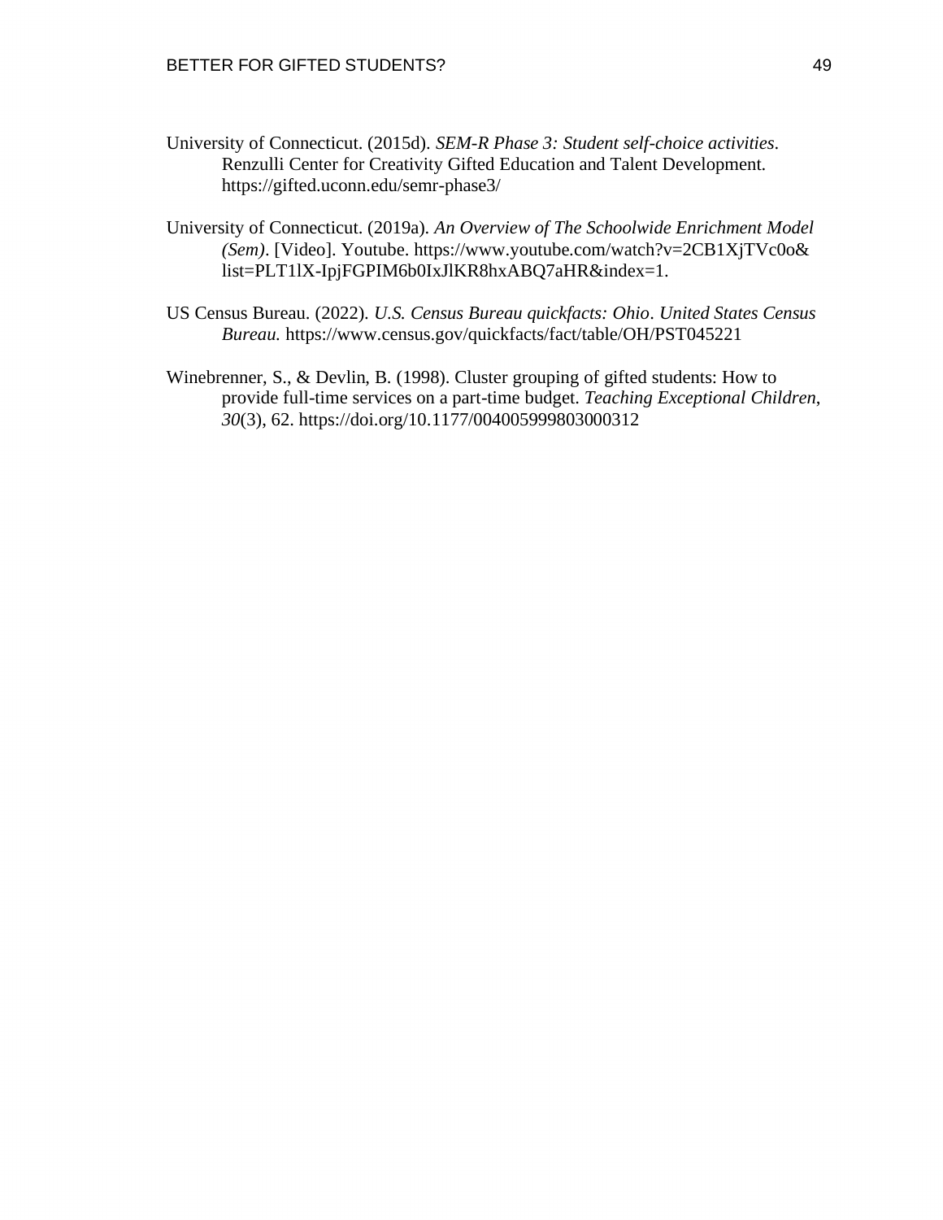University of Connecticut. (2015d). *SEM-R Phase 3: Student self-choice activities*. Renzulli Center for Creativity Gifted Education and Talent Development. https://gifted.uconn.edu/semr-phase3/

University of Connecticut. (2019a). *An Overview of The Schoolwide Enrichment Model (Sem)*. [Video]. Youtube. https://www.youtube.com/watch?v=2CB1XjTVc0o&list=PLT1lX-IpjFGPIM6b0IxJlKR8hxABQ7aHR&index=1.

US Census Bureau. (2022). *U.S. Census Bureau quickfacts: Ohio*. *United States Census Bureau.* https://www.census.gov/quickfacts/fact/table/OH/PST045221

Winebrenner, S., & Devlin, B. (1998). Cluster grouping of gifted students: How to provide full-time services on a part-time budget. *Teaching Exceptional Children*, *30*(3), 62. https://doi.org/10.1177/004005999803000312